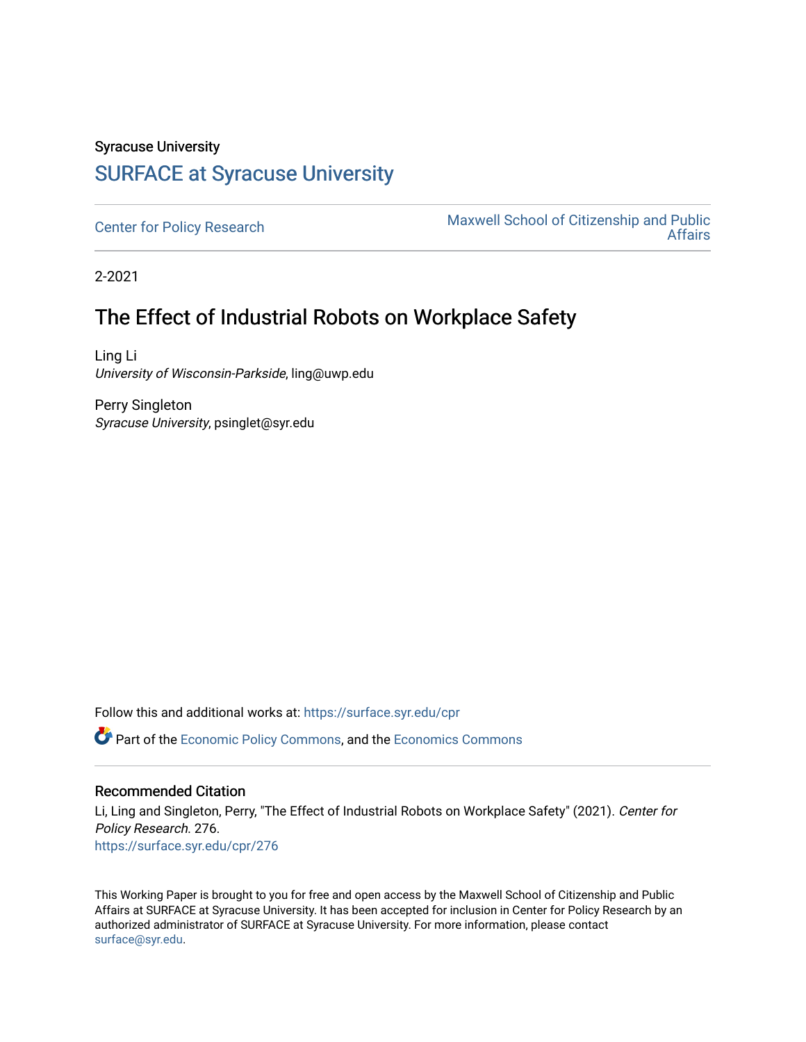Syracuse University

# SURFACE at Syracuse University

Center for Policy Research

Maxwell School of Citizenship and Public Affairs

2-2021

## The Effect of Industrial Robots on Workplace Safety

Ling Li
*University of Wisconsin-Parkside*, ling@uwp.edu

Perry Singleton
*Syracuse University*, psinglet@syr.edu

Follow this and additional works at: https://surface.syr.edu/cpr

Part of the Economic Policy Commons, and the Economics Commons

### Recommended Citation

Li, Ling and Singleton, Perry, "The Effect of Industrial Robots on Workplace Safety" (2021). *Center for Policy Research*. 276.
https://surface.syr.edu/cpr/276

This Working Paper is brought to you for free and open access by the Maxwell School of Citizenship and Public Affairs at SURFACE at Syracuse University. It has been accepted for inclusion in Center for Policy Research by an authorized administrator of SURFACE at Syracuse University. For more information, please contact surface@syr.edu.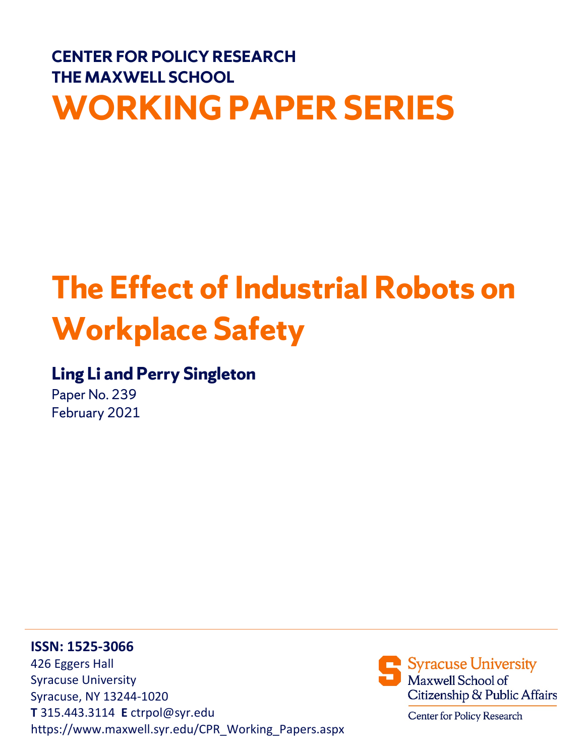CENTER FOR POLICY RESEARCH
THE MAXWELL SCHOOL

# WORKING PAPER SERIES

# The Effect of Industrial Robots on Workplace Safety

**Ling Li and Perry Singleton**

Paper No. 239
February 2021

**ISSN: 1525-3066**
426 Eggers Hall
Syracuse University
Syracuse, NY 13244-1020
**T** 315.443.3114 **E** ctrpol@syr.edu
https://www.maxwell.syr.edu/CPR_Working_Papers.aspx

Syracuse University
Maxwell School of Citizenship & Public Affairs
Center for Policy Research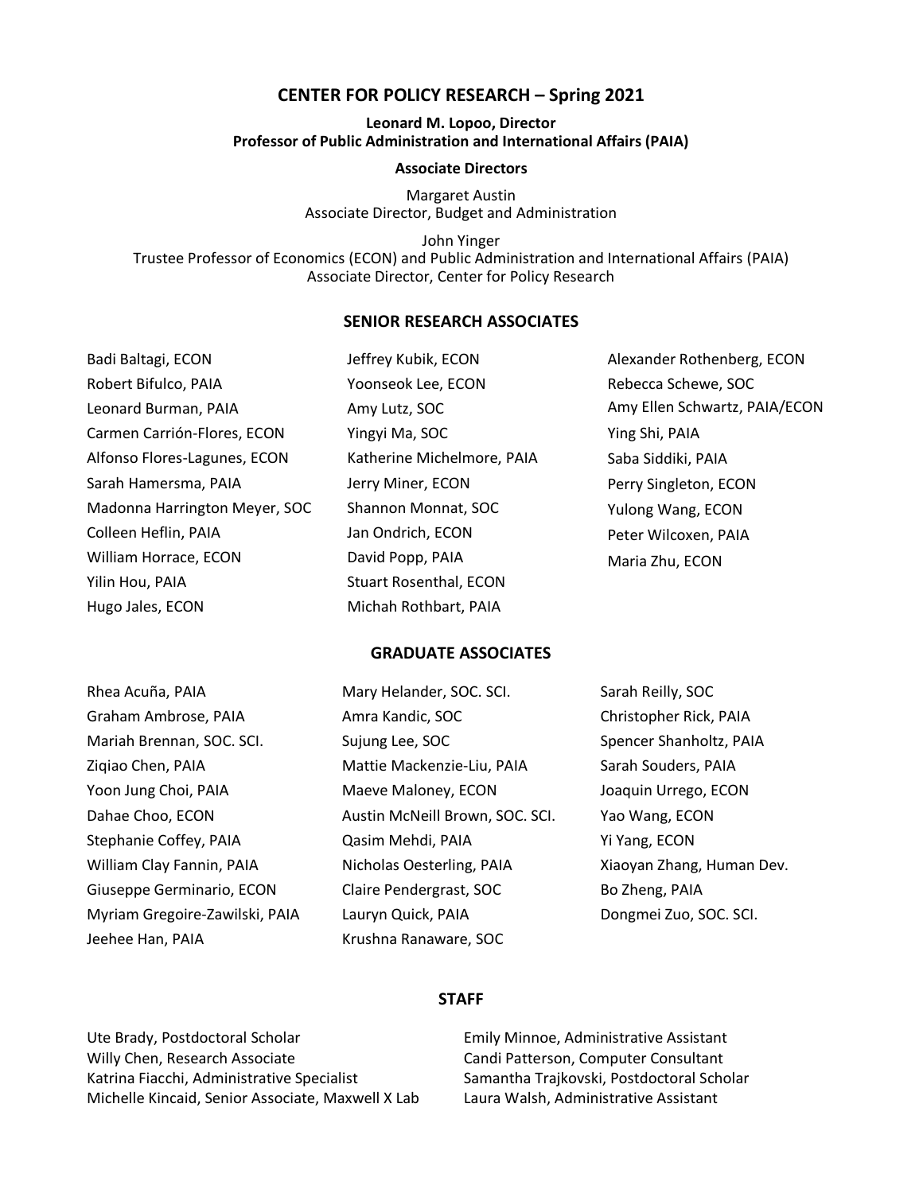# CENTER FOR POLICY RESEARCH – Spring 2021

**Leonard M. Lopoo, Director**
**Professor of Public Administration and International Affairs (PAIA)**

**Associate Directors**

Margaret Austin
Associate Director, Budget and Administration

John Yinger
Trustee Professor of Economics (ECON) and Public Administration and International Affairs (PAIA)
Associate Director, Center for Policy Research

## SENIOR RESEARCH ASSOCIATES

Badi Baltagi, ECON
Robert Bifulco, PAIA
Leonard Burman, PAIA
Carmen Carrión-Flores, ECON
Alfonso Flores-Lagunes, ECON
Sarah Hamersma, PAIA
Madonna Harrington Meyer, SOC
Colleen Heflin, PAIA
William Horrace, ECON
Yilin Hou, PAIA
Hugo Jales, ECON
Jeffrey Kubik, ECON
Yoonseok Lee, ECON
Amy Lutz, SOC
Yingyi Ma, SOC
Katherine Michelmore, PAIA
Jerry Miner, ECON
Shannon Monnat, SOC
Jan Ondrich, ECON
David Popp, PAIA
Stuart Rosenthal, ECON
Michah Rothbart, PAIA
Alexander Rothenberg, ECON
Rebecca Schewe, SOC
Amy Ellen Schwartz, PAIA/ECON
Ying Shi, PAIA
Saba Siddiki, PAIA
Perry Singleton, ECON
Yulong Wang, ECON
Peter Wilcoxen, PAIA
Maria Zhu, ECON

## GRADUATE ASSOCIATES

Rhea Acuña, PAIA
Graham Ambrose, PAIA
Mariah Brennan, SOC. SCI.
Ziqiao Chen, PAIA
Yoon Jung Choi, PAIA
Dahae Choo, ECON
Stephanie Coffey, PAIA
William Clay Fannin, PAIA
Giuseppe Germinario, ECON
Myriam Gregoire-Zawilski, PAIA
Jeehee Han, PAIA
Mary Helander, SOC. SCI.
Amra Kandic, SOC
Sujung Lee, SOC
Mattie Mackenzie-Liu, PAIA
Maeve Maloney, ECON
Austin McNeill Brown, SOC. SCI.
Qasim Mehdi, PAIA
Nicholas Oesterling, PAIA
Claire Pendergrast, SOC
Lauryn Quick, PAIA
Krushna Ranaware, SOC
Sarah Reilly, SOC
Christopher Rick, PAIA
Spencer Shanholtz, PAIA
Sarah Souders, PAIA
Joaquin Urrego, ECON
Yao Wang, ECON
Yi Yang, ECON
Xiaoyan Zhang, Human Dev.
Bo Zheng, PAIA
Dongmei Zuo, SOC. SCI.

## STAFF

Ute Brady, Postdoctoral Scholar
Willy Chen, Research Associate
Katrina Fiacchi, Administrative Specialist
Michelle Kincaid, Senior Associate, Maxwell X Lab
Emily Minnoe, Administrative Assistant
Candi Patterson, Computer Consultant
Samantha Trajkovski, Postdoctoral Scholar
Laura Walsh, Administrative Assistant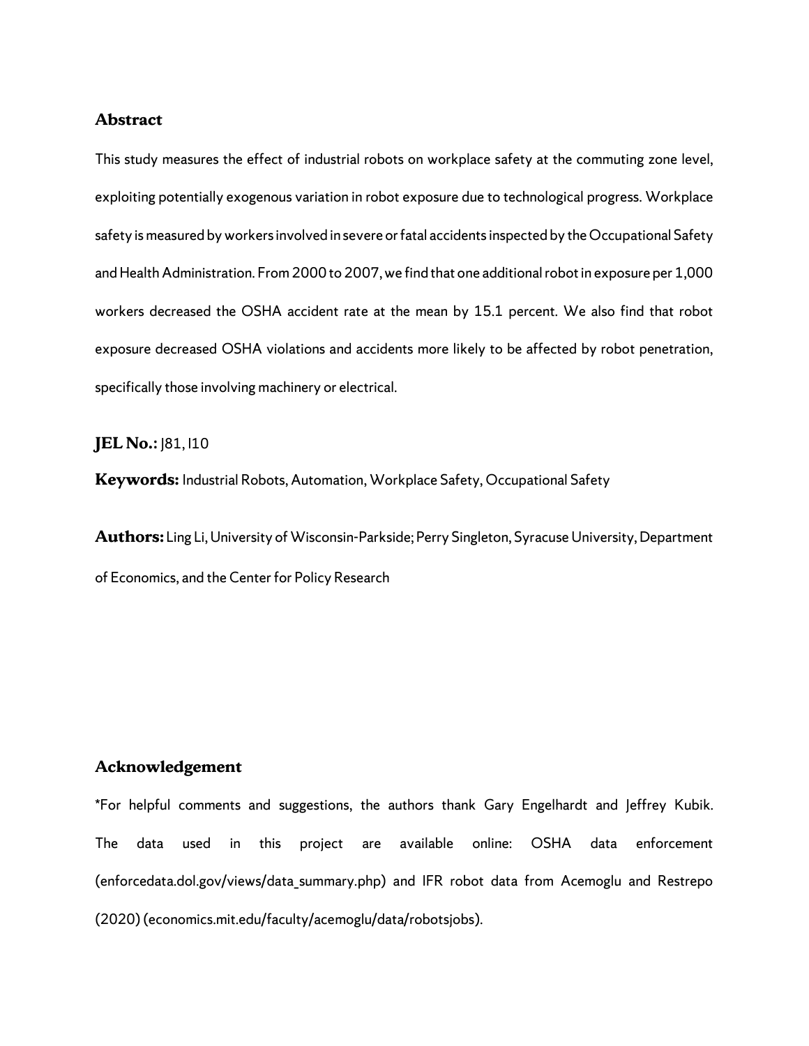## Abstract

This study measures the effect of industrial robots on workplace safety at the commuting zone level, exploiting potentially exogenous variation in robot exposure due to technological progress. Workplace safety is measured by workers involved in severe or fatal accidents inspected by the Occupational Safety and Health Administration. From 2000 to 2007, we find that one additional robot in exposure per 1,000 workers decreased the OSHA accident rate at the mean by 15.1 percent. We also find that robot exposure decreased OSHA violations and accidents more likely to be affected by robot penetration, specifically those involving machinery or electrical.

**JEL No.:** J81, I10

**Keywords:** Industrial Robots, Automation, Workplace Safety, Occupational Safety

**Authors:** Ling Li, University of Wisconsin-Parkside; Perry Singleton, Syracuse University, Department of Economics, and the Center for Policy Research

## Acknowledgement

*For helpful comments and suggestions, the authors thank Gary Engelhardt and Jeffrey Kubik. The data used in this project are available online: OSHA data enforcement (enforcedata.dol.gov/views/data_summary.php) and IFR robot data from Acemoglu and Restrepo (2020) (economics.mit.edu/faculty/acemoglu/data/robotsjobs).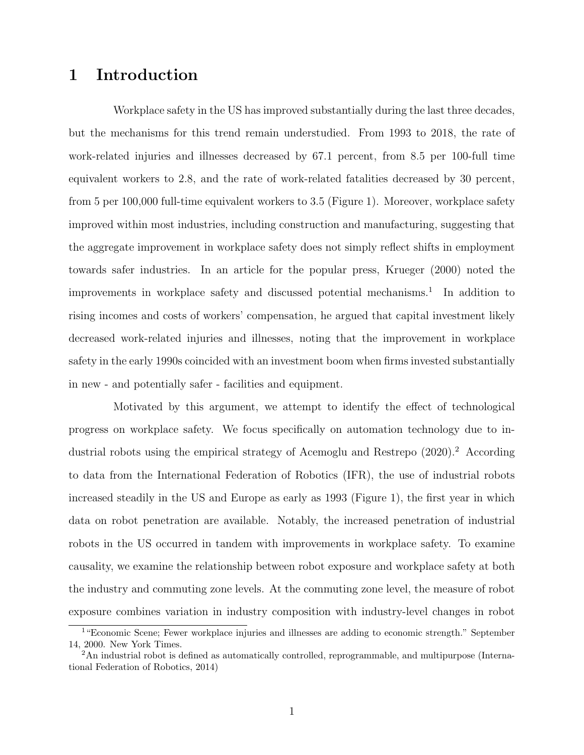# 1 Introduction

Workplace safety in the US has improved substantially during the last three decades, but the mechanisms for this trend remain understudied. From 1993 to 2018, the rate of work-related injuries and illnesses decreased by 67.1 percent, from 8.5 per 100-full time equivalent workers to 2.8, and the rate of work-related fatalities decreased by 30 percent, from 5 per 100,000 full-time equivalent workers to 3.5 (Figure 1). Moreover, workplace safety improved within most industries, including construction and manufacturing, suggesting that the aggregate improvement in workplace safety does not simply reflect shifts in employment towards safer industries. In an article for the popular press, Krueger (2000) noted the improvements in workplace safety and discussed potential mechanisms.[1] In addition to rising incomes and costs of workers' compensation, he argued that capital investment likely decreased work-related injuries and illnesses, noting that the improvement in workplace safety in the early 1990s coincided with an investment boom when firms invested substantially in new - and potentially safer - facilities and equipment.

Motivated by this argument, we attempt to identify the effect of technological progress on workplace safety. We focus specifically on automation technology due to industrial robots using the empirical strategy of Acemoglu and Restrepo (2020).[2] According to data from the International Federation of Robotics (IFR), the use of industrial robots increased steadily in the US and Europe as early as 1993 (Figure 1), the first year in which data on robot penetration are available. Notably, the increased penetration of industrial robots in the US occurred in tandem with improvements in workplace safety. To examine causality, we examine the relationship between robot exposure and workplace safety at both the industry and commuting zone levels. At the commuting zone level, the measure of robot exposure combines variation in industry composition with industry-level changes in robot

[1] "Economic Scene; Fewer workplace injuries and illnesses are adding to economic strength." September 14, 2000. New York Times.

[2] An industrial robot is defined as automatically controlled, reprogrammable, and multipurpose (International Federation of Robotics, 2014)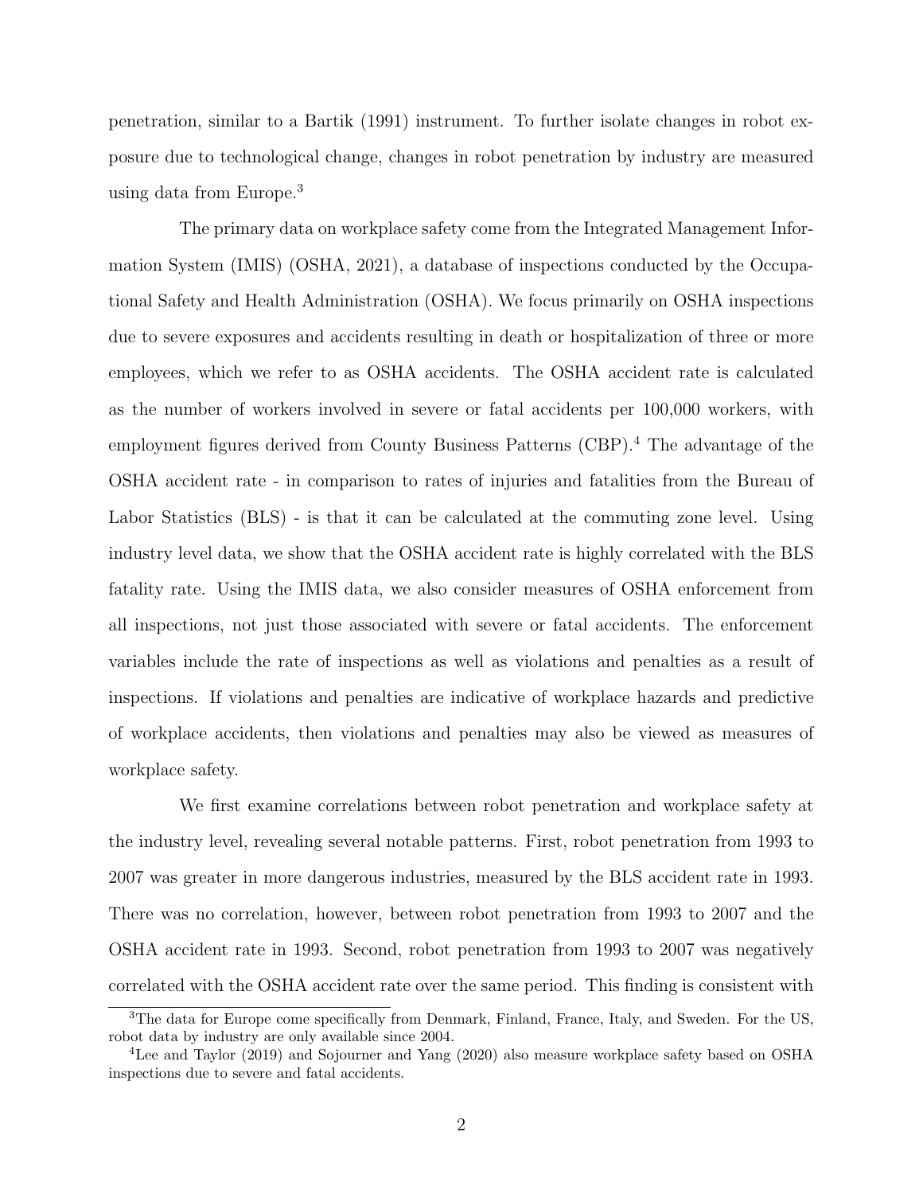penetration, similar to a Bartik (1991) instrument. To further isolate changes in robot exposure due to technological change, changes in robot penetration by industry are measured using data from Europe.[3]

The primary data on workplace safety come from the Integrated Management Information System (IMIS) (OSHA, 2021), a database of inspections conducted by the Occupational Safety and Health Administration (OSHA). We focus primarily on OSHA inspections due to severe exposures and accidents resulting in death or hospitalization of three or more employees, which we refer to as OSHA accidents. The OSHA accident rate is calculated as the number of workers involved in severe or fatal accidents per 100,000 workers, with employment figures derived from County Business Patterns (CBP).[4] The advantage of the OSHA accident rate - in comparison to rates of injuries and fatalities from the Bureau of Labor Statistics (BLS) - is that it can be calculated at the commuting zone level. Using industry level data, we show that the OSHA accident rate is highly correlated with the BLS fatality rate. Using the IMIS data, we also consider measures of OSHA enforcement from all inspections, not just those associated with severe or fatal accidents. The enforcement variables include the rate of inspections as well as violations and penalties as a result of inspections. If violations and penalties are indicative of workplace hazards and predictive of workplace accidents, then violations and penalties may also be viewed as measures of workplace safety.

We first examine correlations between robot penetration and workplace safety at the industry level, revealing several notable patterns. First, robot penetration from 1993 to 2007 was greater in more dangerous industries, measured by the BLS accident rate in 1993. There was no correlation, however, between robot penetration from 1993 to 2007 and the OSHA accident rate in 1993. Second, robot penetration from 1993 to 2007 was negatively correlated with the OSHA accident rate over the same period. This finding is consistent with

[3]The data for Europe come specifically from Denmark, Finland, France, Italy, and Sweden. For the US, robot data by industry are only available since 2004.

[4]Lee and Taylor (2019) and Sojourner and Yang (2020) also measure workplace safety based on OSHA inspections due to severe and fatal accidents.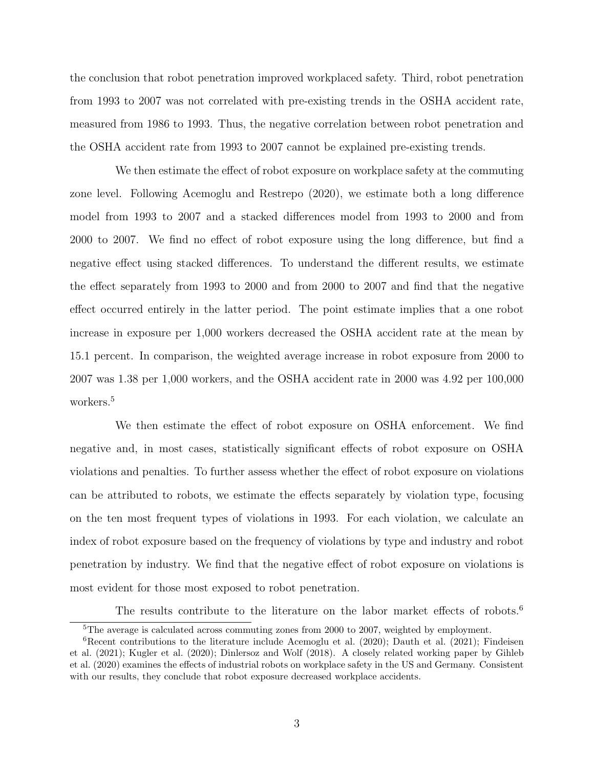the conclusion that robot penetration improved workplaced safety. Third, robot penetration from 1993 to 2007 was not correlated with pre-existing trends in the OSHA accident rate, measured from 1986 to 1993. Thus, the negative correlation between robot penetration and the OSHA accident rate from 1993 to 2007 cannot be explained pre-existing trends.

We then estimate the effect of robot exposure on workplace safety at the commuting zone level. Following Acemoglu and Restrepo (2020), we estimate both a long difference model from 1993 to 2007 and a stacked differences model from 1993 to 2000 and from 2000 to 2007. We find no effect of robot exposure using the long difference, but find a negative effect using stacked differences. To understand the different results, we estimate the effect separately from 1993 to 2000 and from 2000 to 2007 and find that the negative effect occurred entirely in the latter period. The point estimate implies that a one robot increase in exposure per 1,000 workers decreased the OSHA accident rate at the mean by 15.1 percent. In comparison, the weighted average increase in robot exposure from 2000 to 2007 was 1.38 per 1,000 workers, and the OSHA accident rate in 2000 was 4.92 per 100,000 workers.[5]

We then estimate the effect of robot exposure on OSHA enforcement. We find negative and, in most cases, statistically significant effects of robot exposure on OSHA violations and penalties. To further assess whether the effect of robot exposure on violations can be attributed to robots, we estimate the effects separately by violation type, focusing on the ten most frequent types of violations in 1993. For each violation, we calculate an index of robot exposure based on the frequency of violations by type and industry and robot penetration by industry. We find that the negative effect of robot exposure on violations is most evident for those most exposed to robot penetration.

The results contribute to the literature on the labor market effects of robots.[6]

---

[5] The average is calculated across commuting zones from 2000 to 2007, weighted by employment.

[6] Recent contributions to the literature include Acemoglu et al. (2020); Dauth et al. (2021); Findeisen et al. (2021); Kugler et al. (2020); Dinlersoz and Wolf (2018). A closely related working paper by Gihleb et al. (2020) examines the effects of industrial robots on workplace safety in the US and Germany. Consistent with our results, they conclude that robot exposure decreased workplace accidents.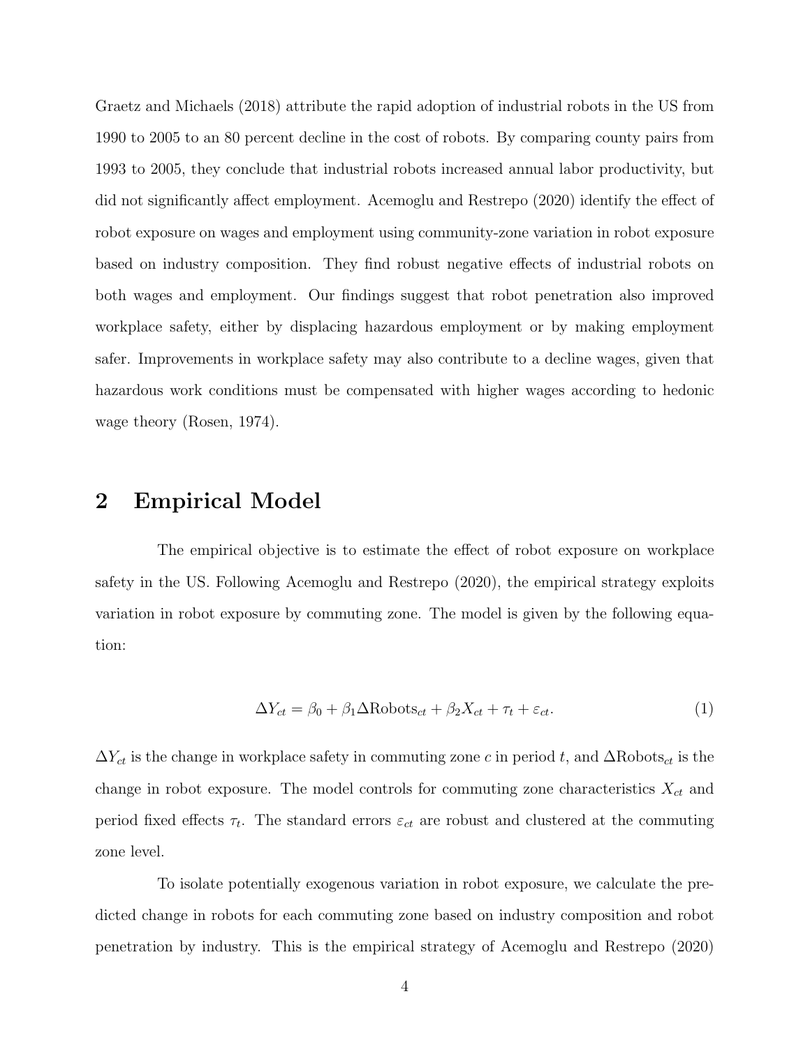Graetz and Michaels (2018) attribute the rapid adoption of industrial robots in the US from 1990 to 2005 to an 80 percent decline in the cost of robots. By comparing county pairs from 1993 to 2005, they conclude that industrial robots increased annual labor productivity, but did not significantly affect employment. Acemoglu and Restrepo (2020) identify the effect of robot exposure on wages and employment using community-zone variation in robot exposure based on industry composition. They find robust negative effects of industrial robots on both wages and employment. Our findings suggest that robot penetration also improved workplace safety, either by displacing hazardous employment or by making employment safer. Improvements in workplace safety may also contribute to a decline wages, given that hazardous work conditions must be compensated with higher wages according to hedonic wage theory (Rosen, 1974).

## 2 Empirical Model

The empirical objective is to estimate the effect of robot exposure on workplace safety in the US. Following Acemoglu and Restrepo (2020), the empirical strategy exploits variation in robot exposure by commuting zone. The model is given by the following equation:

$$\Delta Y_{ct} = \beta_0 + \beta_1 \Delta \text{Robots}_{ct} + \beta_2 X_{ct} + \tau_t + \varepsilon_{ct}. \tag{1}$$

$\Delta Y_{ct}$ is the change in workplace safety in commuting zone $c$ in period $t$, and $\Delta \text{Robots}_{ct}$ is the change in robot exposure. The model controls for commuting zone characteristics $X_{ct}$ and period fixed effects $\tau_t$. The standard errors $\varepsilon_{ct}$ are robust and clustered at the commuting zone level.

To isolate potentially exogenous variation in robot exposure, we calculate the predicted change in robots for each commuting zone based on industry composition and robot penetration by industry. This is the empirical strategy of Acemoglu and Restrepo (2020)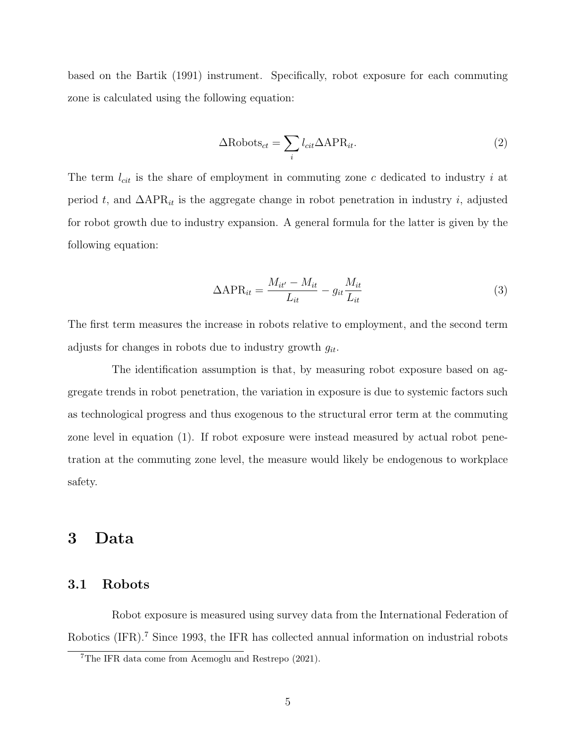based on the Bartik (1991) instrument. Specifically, robot exposure for each commuting zone is calculated using the following equation:

$$\Delta \text{Robots}_{ct} = \sum_i l_{cit} \Delta \text{APR}_{it}. \tag{2}$$

The term $l_{cit}$ is the share of employment in commuting zone $c$ dedicated to industry $i$ at period $t$, and $\Delta\text{APR}_{it}$ is the aggregate change in robot penetration in industry $i$, adjusted for robot growth due to industry expansion. A general formula for the latter is given by the following equation:

$$\Delta \text{APR}_{it} = \frac{M_{it'} - M_{it}}{L_{it}} - g_{it} \frac{M_{it}}{L_{it}} \tag{3}$$

The first term measures the increase in robots relative to employment, and the second term adjusts for changes in robots due to industry growth $g_{it}$.

The identification assumption is that, by measuring robot exposure based on aggregate trends in robot penetration, the variation in exposure is due to systemic factors such as technological progress and thus exogenous to the structural error term at the commuting zone level in equation (1). If robot exposure were instead measured by actual robot penetration at the commuting zone level, the measure would likely be endogenous to workplace safety.

# 3 Data

## 3.1 Robots

Robot exposure is measured using survey data from the International Federation of Robotics (IFR).[7] Since 1993, the IFR has collected annual information on industrial robots

[7] The IFR data come from Acemoglu and Restrepo (2021).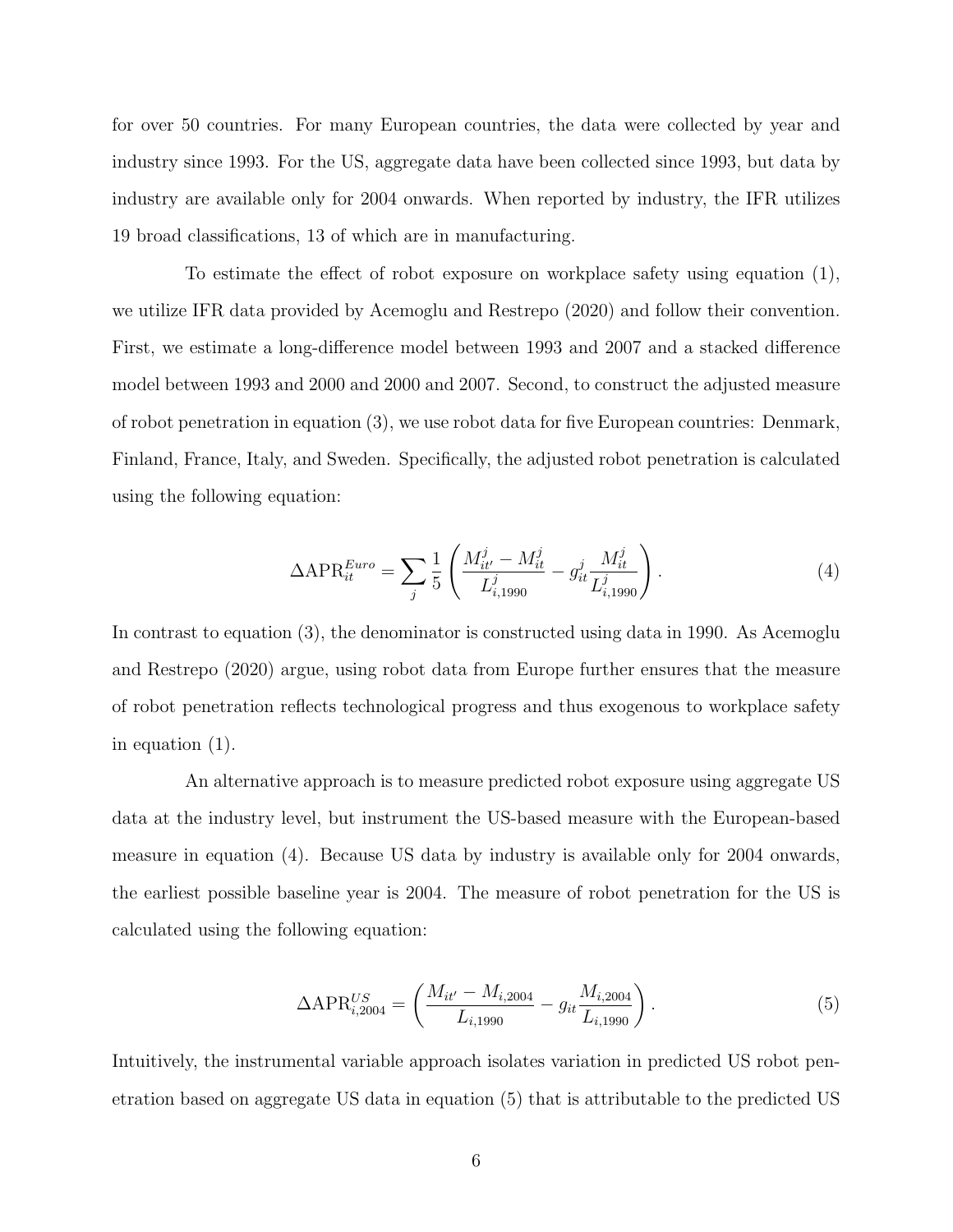for over 50 countries. For many European countries, the data were collected by year and industry since 1993. For the US, aggregate data have been collected since 1993, but data by industry are available only for 2004 onwards. When reported by industry, the IFR utilizes 19 broad classifications, 13 of which are in manufacturing.

To estimate the effect of robot exposure on workplace safety using equation (1), we utilize IFR data provided by Acemoglu and Restrepo (2020) and follow their convention. First, we estimate a long-difference model between 1993 and 2007 and a stacked difference model between 1993 and 2000 and 2000 and 2007. Second, to construct the adjusted measure of robot penetration in equation (3), we use robot data for five European countries: Denmark, Finland, France, Italy, and Sweden. Specifically, the adjusted robot penetration is calculated using the following equation:

$$\Delta \text{APR}_{it}^{Euro} = \sum_{j} \frac{1}{5} \left( \frac{M_{it'}^{j} - M_{it}^{j}}{L_{i,1990}^{j}} - g_{it}^{j} \frac{M_{it}^{j}}{L_{i,1990}^{j}} \right). \tag{4}$$

In contrast to equation (3), the denominator is constructed using data in 1990. As Acemoglu and Restrepo (2020) argue, using robot data from Europe further ensures that the measure of robot penetration reflects technological progress and thus exogenous to workplace safety in equation (1).

An alternative approach is to measure predicted robot exposure using aggregate US data at the industry level, but instrument the US-based measure with the European-based measure in equation (4). Because US data by industry is available only for 2004 onwards, the earliest possible baseline year is 2004. The measure of robot penetration for the US is calculated using the following equation:

$$\Delta \text{APR}_{i,2004}^{US} = \left( \frac{M_{it'} - M_{i,2004}}{L_{i,1990}} - g_{it} \frac{M_{i,2004}}{L_{i,1990}} \right). \tag{5}$$

Intuitively, the instrumental variable approach isolates variation in predicted US robot penetration based on aggregate US data in equation (5) that is attributable to the predicted US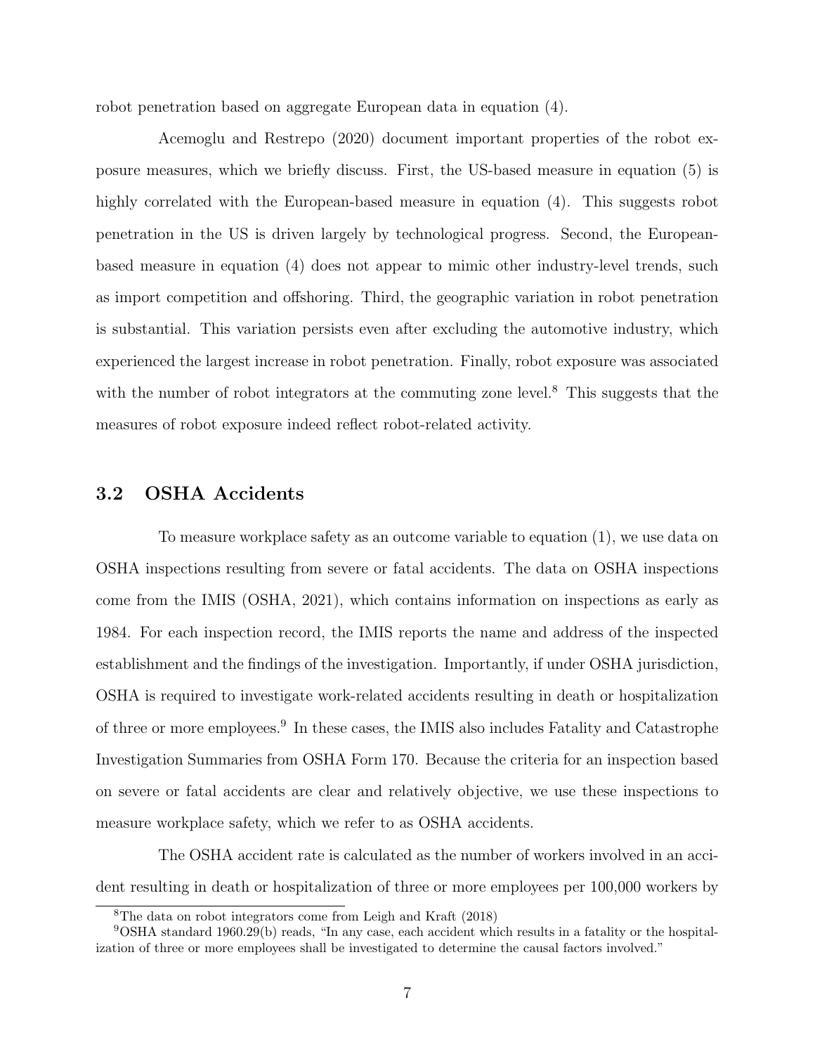robot penetration based on aggregate European data in equation (4).

Acemoglu and Restrepo (2020) document important properties of the robot exposure measures, which we briefly discuss. First, the US-based measure in equation (5) is highly correlated with the European-based measure in equation (4). This suggests robot penetration in the US is driven largely by technological progress. Second, the European-based measure in equation (4) does not appear to mimic other industry-level trends, such as import competition and offshoring. Third, the geographic variation in robot penetration is substantial. This variation persists even after excluding the automotive industry, which experienced the largest increase in robot penetration. Finally, robot exposure was associated with the number of robot integrators at the commuting zone level.[8] This suggests that the measures of robot exposure indeed reflect robot-related activity.

## 3.2 OSHA Accidents

To measure workplace safety as an outcome variable to equation (1), we use data on OSHA inspections resulting from severe or fatal accidents. The data on OSHA inspections come from the IMIS (OSHA, 2021), which contains information on inspections as early as 1984. For each inspection record, the IMIS reports the name and address of the inspected establishment and the findings of the investigation. Importantly, if under OSHA jurisdiction, OSHA is required to investigate work-related accidents resulting in death or hospitalization of three or more employees.[9] In these cases, the IMIS also includes Fatality and Catastrophe Investigation Summaries from OSHA Form 170. Because the criteria for an inspection based on severe or fatal accidents are clear and relatively objective, we use these inspections to measure workplace safety, which we refer to as OSHA accidents.

The OSHA accident rate is calculated as the number of workers involved in an accident resulting in death or hospitalization of three or more employees per 100,000 workers by

[8] The data on robot integrators come from Leigh and Kraft (2018)

[9] OSHA standard 1960.29(b) reads, "In any case, each accident which results in a fatality or the hospitalization of three or more employees shall be investigated to determine the causal factors involved."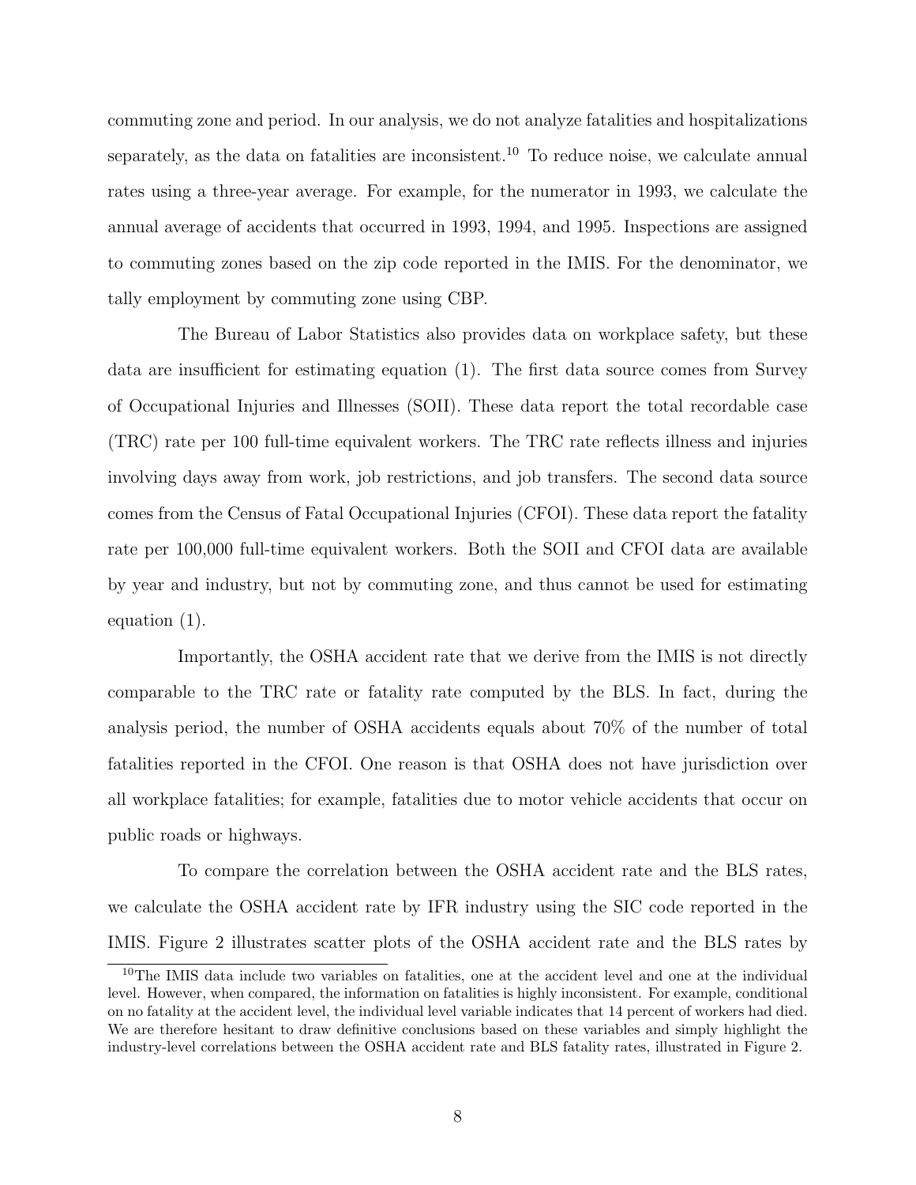commuting zone and period. In our analysis, we do not analyze fatalities and hospitalizations separately, as the data on fatalities are inconsistent.[10] To reduce noise, we calculate annual rates using a three-year average. For example, for the numerator in 1993, we calculate the annual average of accidents that occurred in 1993, 1994, and 1995. Inspections are assigned to commuting zones based on the zip code reported in the IMIS. For the denominator, we tally employment by commuting zone using CBP.

The Bureau of Labor Statistics also provides data on workplace safety, but these data are insufficient for estimating equation (1). The first data source comes from Survey of Occupational Injuries and Illnesses (SOII). These data report the total recordable case (TRC) rate per 100 full-time equivalent workers. The TRC rate reflects illness and injuries involving days away from work, job restrictions, and job transfers. The second data source comes from the Census of Fatal Occupational Injuries (CFOI). These data report the fatality rate per 100,000 full-time equivalent workers. Both the SOII and CFOI data are available by year and industry, but not by commuting zone, and thus cannot be used for estimating equation (1).

Importantly, the OSHA accident rate that we derive from the IMIS is not directly comparable to the TRC rate or fatality rate computed by the BLS. In fact, during the analysis period, the number of OSHA accidents equals about 70% of the number of total fatalities reported in the CFOI. One reason is that OSHA does not have jurisdiction over all workplace fatalities; for example, fatalities due to motor vehicle accidents that occur on public roads or highways.

To compare the correlation between the OSHA accident rate and the BLS rates, we calculate the OSHA accident rate by IFR industry using the SIC code reported in the IMIS. Figure 2 illustrates scatter plots of the OSHA accident rate and the BLS rates by

[10]The IMIS data include two variables on fatalities, one at the accident level and one at the individual level. However, when compared, the information on fatalities is highly inconsistent. For example, conditional on no fatality at the accident level, the individual level variable indicates that 14 percent of workers had died. We are therefore hesitant to draw definitive conclusions based on these variables and simply highlight the industry-level correlations between the OSHA accident rate and BLS fatality rates, illustrated in Figure 2.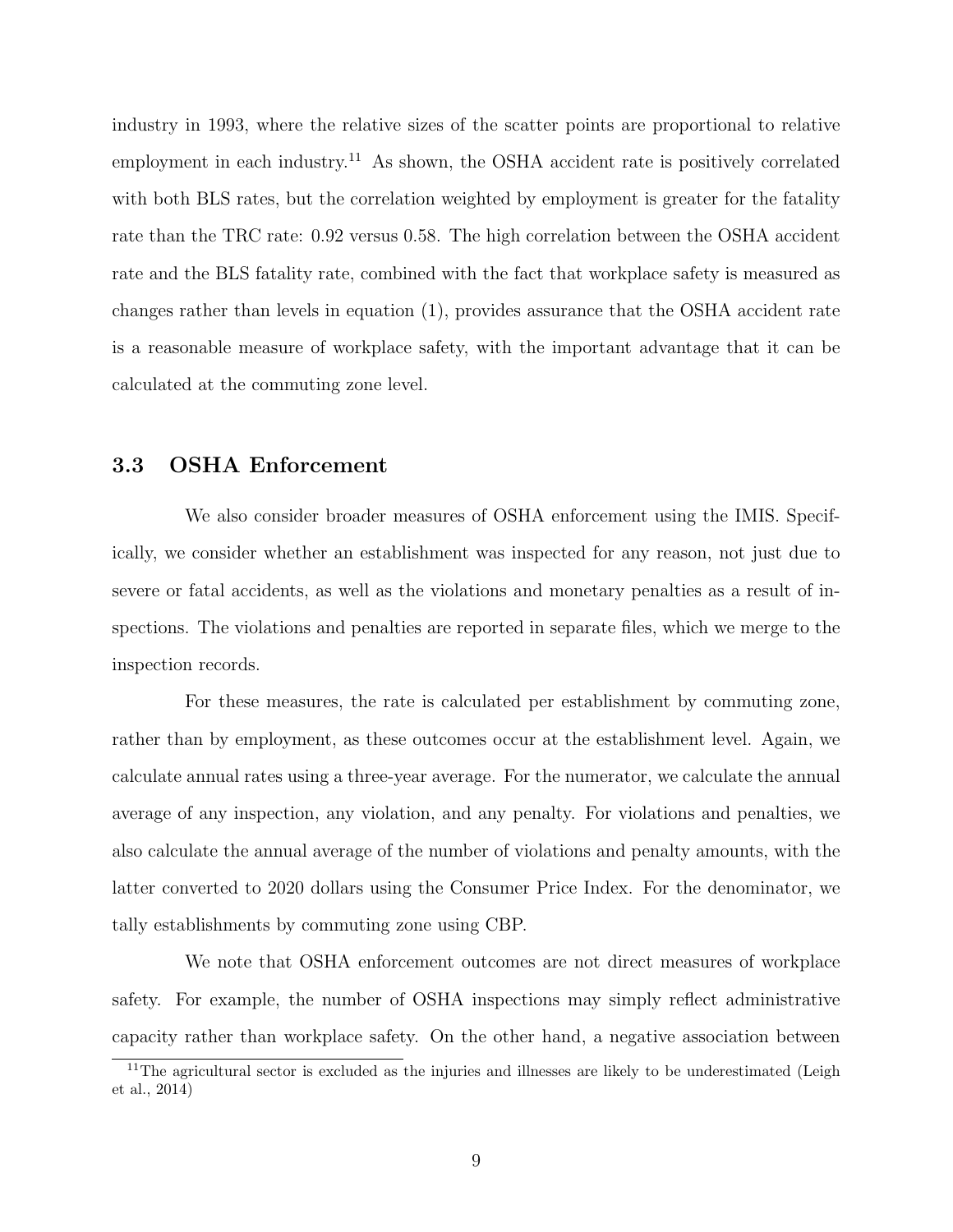industry in 1993, where the relative sizes of the scatter points are proportional to relative employment in each industry.[11] As shown, the OSHA accident rate is positively correlated with both BLS rates, but the correlation weighted by employment is greater for the fatality rate than the TRC rate: 0.92 versus 0.58. The high correlation between the OSHA accident rate and the BLS fatality rate, combined with the fact that workplace safety is measured as changes rather than levels in equation (1), provides assurance that the OSHA accident rate is a reasonable measure of workplace safety, with the important advantage that it can be calculated at the commuting zone level.

### 3.3 OSHA Enforcement

We also consider broader measures of OSHA enforcement using the IMIS. Specifically, we consider whether an establishment was inspected for any reason, not just due to severe or fatal accidents, as well as the violations and monetary penalties as a result of inspections. The violations and penalties are reported in separate files, which we merge to the inspection records.

For these measures, the rate is calculated per establishment by commuting zone, rather than by employment, as these outcomes occur at the establishment level. Again, we calculate annual rates using a three-year average. For the numerator, we calculate the annual average of any inspection, any violation, and any penalty. For violations and penalties, we also calculate the annual average of the number of violations and penalty amounts, with the latter converted to 2020 dollars using the Consumer Price Index. For the denominator, we tally establishments by commuting zone using CBP.

We note that OSHA enforcement outcomes are not direct measures of workplace safety. For example, the number of OSHA inspections may simply reflect administrative capacity rather than workplace safety. On the other hand, a negative association between

[11] The agricultural sector is excluded as the injuries and illnesses are likely to be underestimated (Leigh et al., 2014)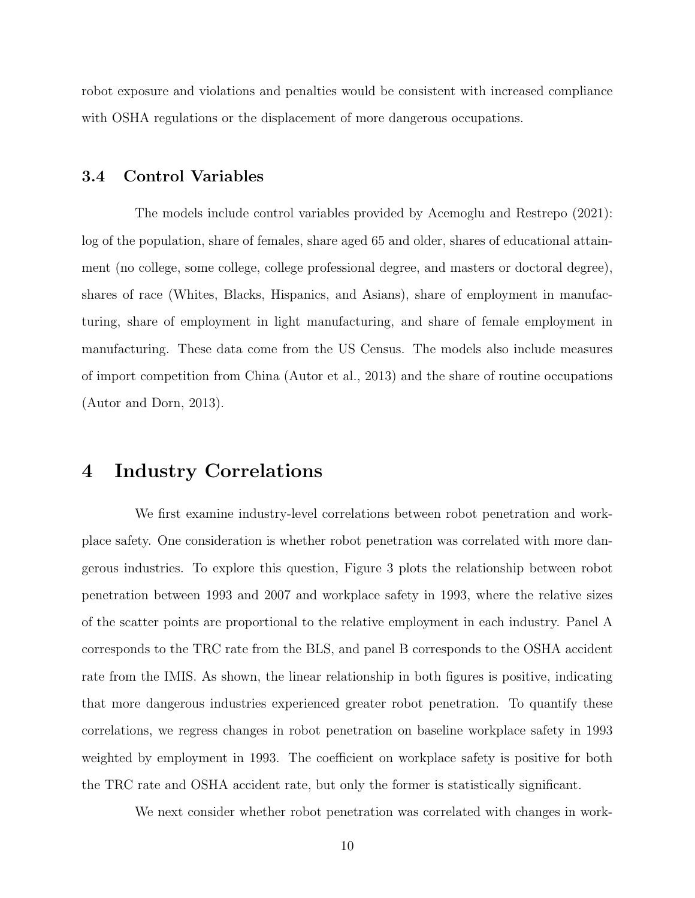robot exposure and violations and penalties would be consistent with increased compliance with OSHA regulations or the displacement of more dangerous occupations.

### 3.4 Control Variables

The models include control variables provided by Acemoglu and Restrepo (2021): log of the population, share of females, share aged 65 and older, shares of educational attainment (no college, some college, college professional degree, and masters or doctoral degree), shares of race (Whites, Blacks, Hispanics, and Asians), share of employment in manufacturing, share of employment in light manufacturing, and share of female employment in manufacturing. These data come from the US Census. The models also include measures of import competition from China (Autor et al., 2013) and the share of routine occupations (Autor and Dorn, 2013).

## 4 Industry Correlations

We first examine industry-level correlations between robot penetration and workplace safety. One consideration is whether robot penetration was correlated with more dangerous industries. To explore this question, Figure 3 plots the relationship between robot penetration between 1993 and 2007 and workplace safety in 1993, where the relative sizes of the scatter points are proportional to the relative employment in each industry. Panel A corresponds to the TRC rate from the BLS, and panel B corresponds to the OSHA accident rate from the IMIS. As shown, the linear relationship in both figures is positive, indicating that more dangerous industries experienced greater robot penetration. To quantify these correlations, we regress changes in robot penetration on baseline workplace safety in 1993 weighted by employment in 1993. The coefficient on workplace safety is positive for both the TRC rate and OSHA accident rate, but only the former is statistically significant.

We next consider whether robot penetration was correlated with changes in work-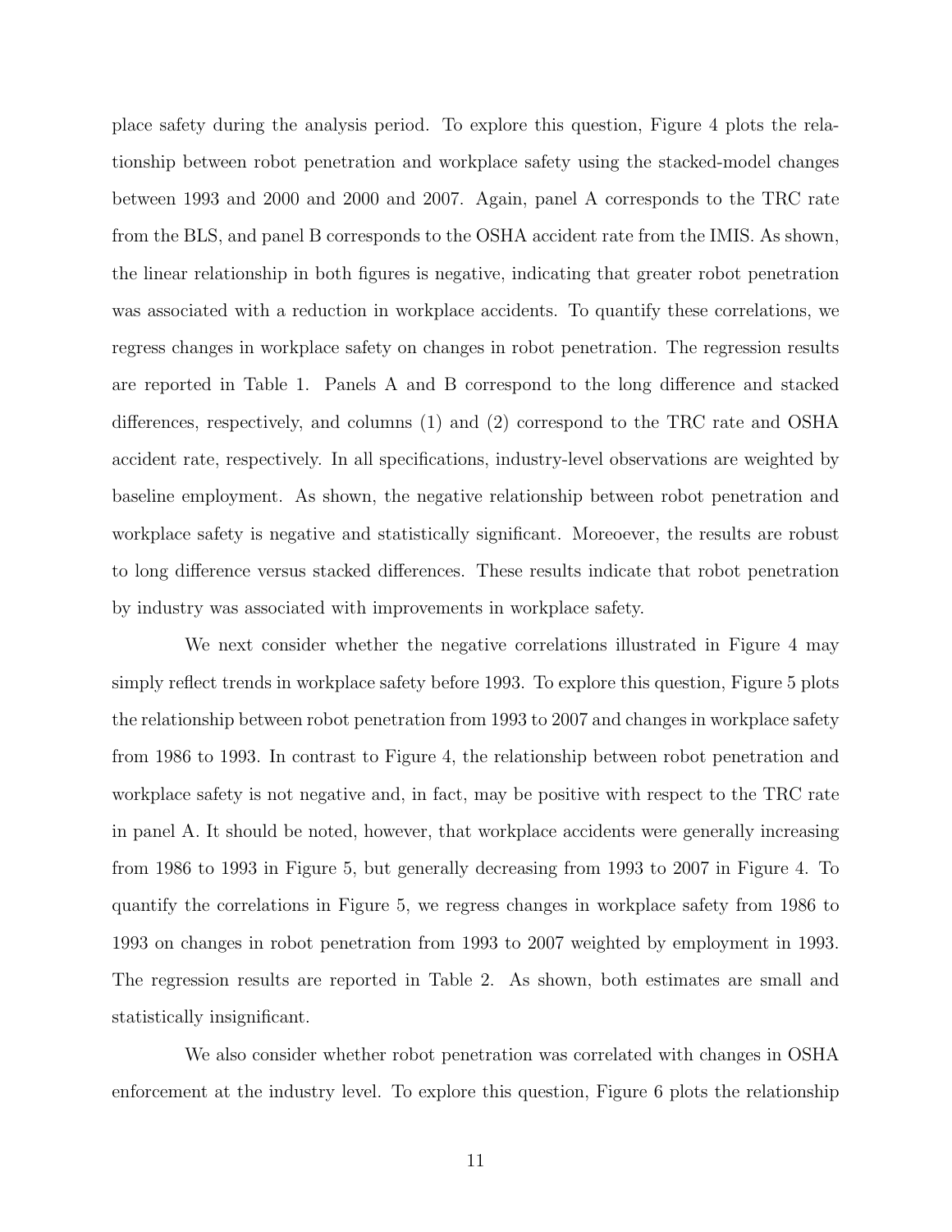place safety during the analysis period. To explore this question, Figure 4 plots the relationship between robot penetration and workplace safety using the stacked-model changes between 1993 and 2000 and 2000 and 2007. Again, panel A corresponds to the TRC rate from the BLS, and panel B corresponds to the OSHA accident rate from the IMIS. As shown, the linear relationship in both figures is negative, indicating that greater robot penetration was associated with a reduction in workplace accidents. To quantify these correlations, we regress changes in workplace safety on changes in robot penetration. The regression results are reported in Table 1. Panels A and B correspond to the long difference and stacked differences, respectively, and columns (1) and (2) correspond to the TRC rate and OSHA accident rate, respectively. In all specifications, industry-level observations are weighted by baseline employment. As shown, the negative relationship between robot penetration and workplace safety is negative and statistically significant. Moreoever, the results are robust to long difference versus stacked differences. These results indicate that robot penetration by industry was associated with improvements in workplace safety.

We next consider whether the negative correlations illustrated in Figure 4 may simply reflect trends in workplace safety before 1993. To explore this question, Figure 5 plots the relationship between robot penetration from 1993 to 2007 and changes in workplace safety from 1986 to 1993. In contrast to Figure 4, the relationship between robot penetration and workplace safety is not negative and, in fact, may be positive with respect to the TRC rate in panel A. It should be noted, however, that workplace accidents were generally increasing from 1986 to 1993 in Figure 5, but generally decreasing from 1993 to 2007 in Figure 4. To quantify the correlations in Figure 5, we regress changes in workplace safety from 1986 to 1993 on changes in robot penetration from 1993 to 2007 weighted by employment in 1993. The regression results are reported in Table 2. As shown, both estimates are small and statistically insignificant.

We also consider whether robot penetration was correlated with changes in OSHA enforcement at the industry level. To explore this question, Figure 6 plots the relationship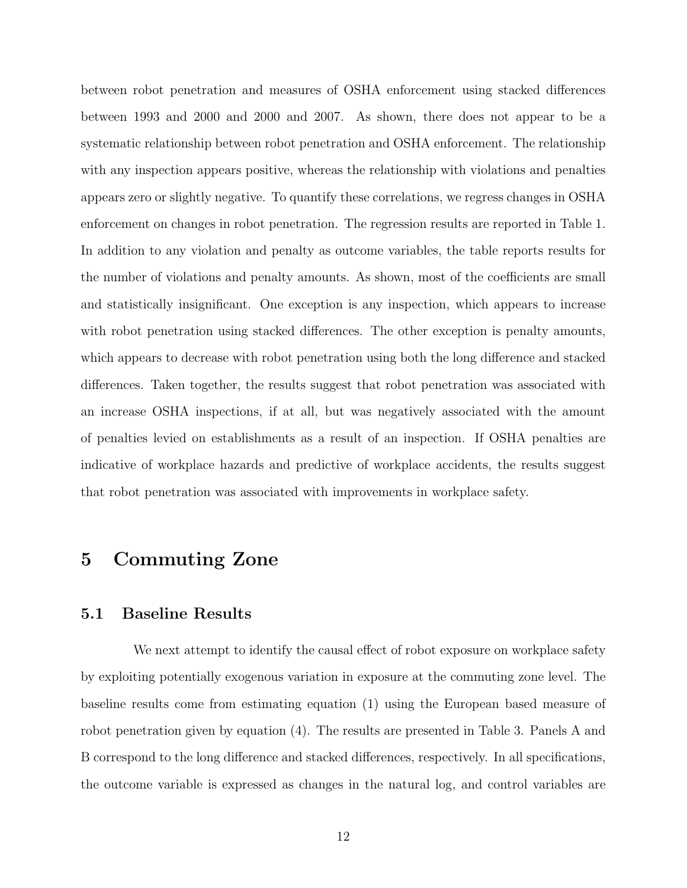between robot penetration and measures of OSHA enforcement using stacked differences between 1993 and 2000 and 2000 and 2007. As shown, there does not appear to be a systematic relationship between robot penetration and OSHA enforcement. The relationship with any inspection appears positive, whereas the relationship with violations and penalties appears zero or slightly negative. To quantify these correlations, we regress changes in OSHA enforcement on changes in robot penetration. The regression results are reported in Table 1. In addition to any violation and penalty as outcome variables, the table reports results for the number of violations and penalty amounts. As shown, most of the coefficients are small and statistically insignificant. One exception is any inspection, which appears to increase with robot penetration using stacked differences. The other exception is penalty amounts, which appears to decrease with robot penetration using both the long difference and stacked differences. Taken together, the results suggest that robot penetration was associated with an increase OSHA inspections, if at all, but was negatively associated with the amount of penalties levied on establishments as a result of an inspection. If OSHA penalties are indicative of workplace hazards and predictive of workplace accidents, the results suggest that robot penetration was associated with improvements in workplace safety.

# 5 Commuting Zone

## 5.1 Baseline Results

We next attempt to identify the causal effect of robot exposure on workplace safety by exploiting potentially exogenous variation in exposure at the commuting zone level. The baseline results come from estimating equation (1) using the European based measure of robot penetration given by equation (4). The results are presented in Table 3. Panels A and B correspond to the long difference and stacked differences, respectively. In all specifications, the outcome variable is expressed as changes in the natural log, and control variables are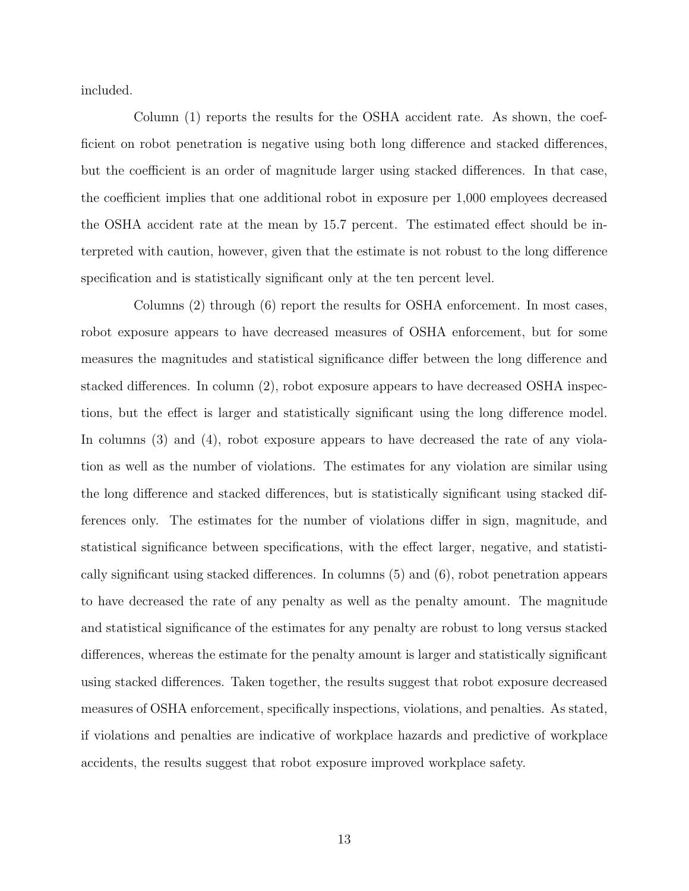included.

Column (1) reports the results for the OSHA accident rate. As shown, the coefficient on robot penetration is negative using both long difference and stacked differences, but the coefficient is an order of magnitude larger using stacked differences. In that case, the coefficient implies that one additional robot in exposure per 1,000 employees decreased the OSHA accident rate at the mean by 15.7 percent. The estimated effect should be interpreted with caution, however, given that the estimate is not robust to the long difference specification and is statistically significant only at the ten percent level.

Columns (2) through (6) report the results for OSHA enforcement. In most cases, robot exposure appears to have decreased measures of OSHA enforcement, but for some measures the magnitudes and statistical significance differ between the long difference and stacked differences. In column (2), robot exposure appears to have decreased OSHA inspections, but the effect is larger and statistically significant using the long difference model. In columns (3) and (4), robot exposure appears to have decreased the rate of any violation as well as the number of violations. The estimates for any violation are similar using the long difference and stacked differences, but is statistically significant using stacked differences only. The estimates for the number of violations differ in sign, magnitude, and statistical significance between specifications, with the effect larger, negative, and statistically significant using stacked differences. In columns (5) and (6), robot penetration appears to have decreased the rate of any penalty as well as the penalty amount. The magnitude and statistical significance of the estimates for any penalty are robust to long versus stacked differences, whereas the estimate for the penalty amount is larger and statistically significant using stacked differences. Taken together, the results suggest that robot exposure decreased measures of OSHA enforcement, specifically inspections, violations, and penalties. As stated, if violations and penalties are indicative of workplace hazards and predictive of workplace accidents, the results suggest that robot exposure improved workplace safety.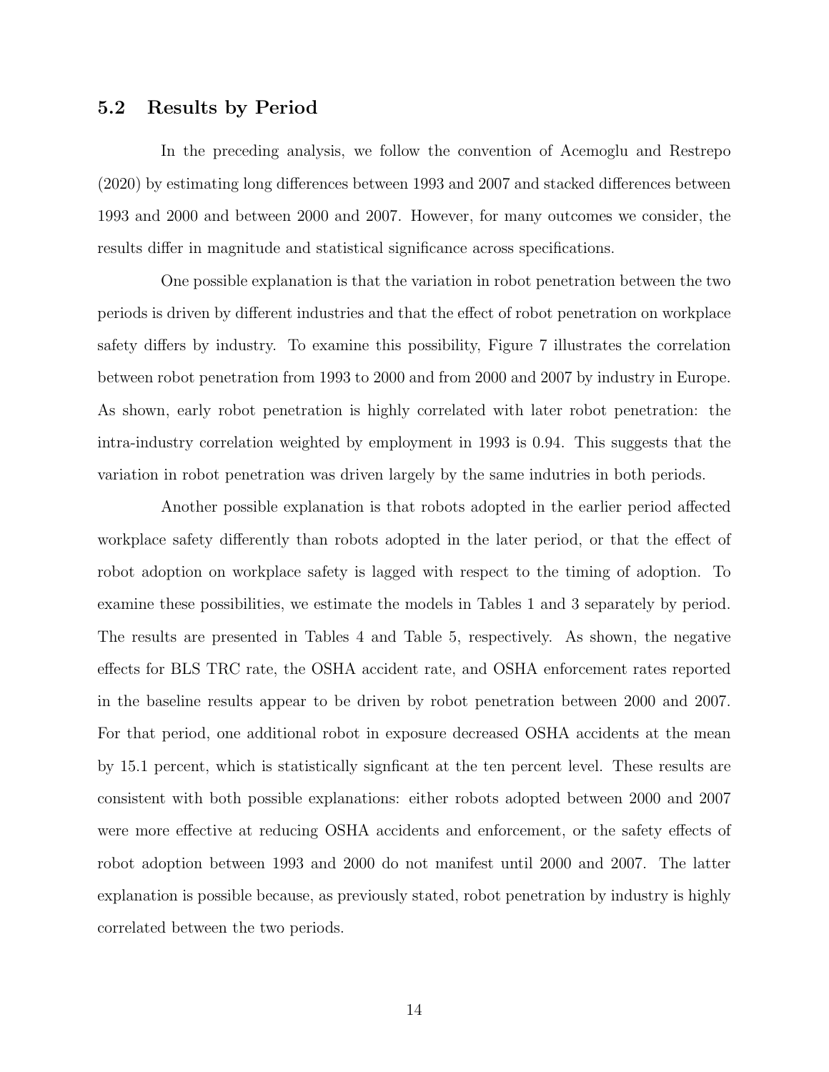## 5.2 Results by Period

In the preceding analysis, we follow the convention of Acemoglu and Restrepo (2020) by estimating long differences between 1993 and 2007 and stacked differences between 1993 and 2000 and between 2000 and 2007. However, for many outcomes we consider, the results differ in magnitude and statistical significance across specifications.

One possible explanation is that the variation in robot penetration between the two periods is driven by different industries and that the effect of robot penetration on workplace safety differs by industry. To examine this possibility, Figure 7 illustrates the correlation between robot penetration from 1993 to 2000 and from 2000 and 2007 by industry in Europe. As shown, early robot penetration is highly correlated with later robot penetration: the intra-industry correlation weighted by employment in 1993 is 0.94. This suggests that the variation in robot penetration was driven largely by the same indutries in both periods.

Another possible explanation is that robots adopted in the earlier period affected workplace safety differently than robots adopted in the later period, or that the effect of robot adoption on workplace safety is lagged with respect to the timing of adoption. To examine these possibilities, we estimate the models in Tables 1 and 3 separately by period. The results are presented in Tables 4 and Table 5, respectively. As shown, the negative effects for BLS TRC rate, the OSHA accident rate, and OSHA enforcement rates reported in the baseline results appear to be driven by robot penetration between 2000 and 2007. For that period, one additional robot in exposure decreased OSHA accidents at the mean by 15.1 percent, which is statistically signficant at the ten percent level. These results are consistent with both possible explanations: either robots adopted between 2000 and 2007 were more effective at reducing OSHA accidents and enforcement, or the safety effects of robot adoption between 1993 and 2000 do not manifest until 2000 and 2007. The latter explanation is possible because, as previously stated, robot penetration by industry is highly correlated between the two periods.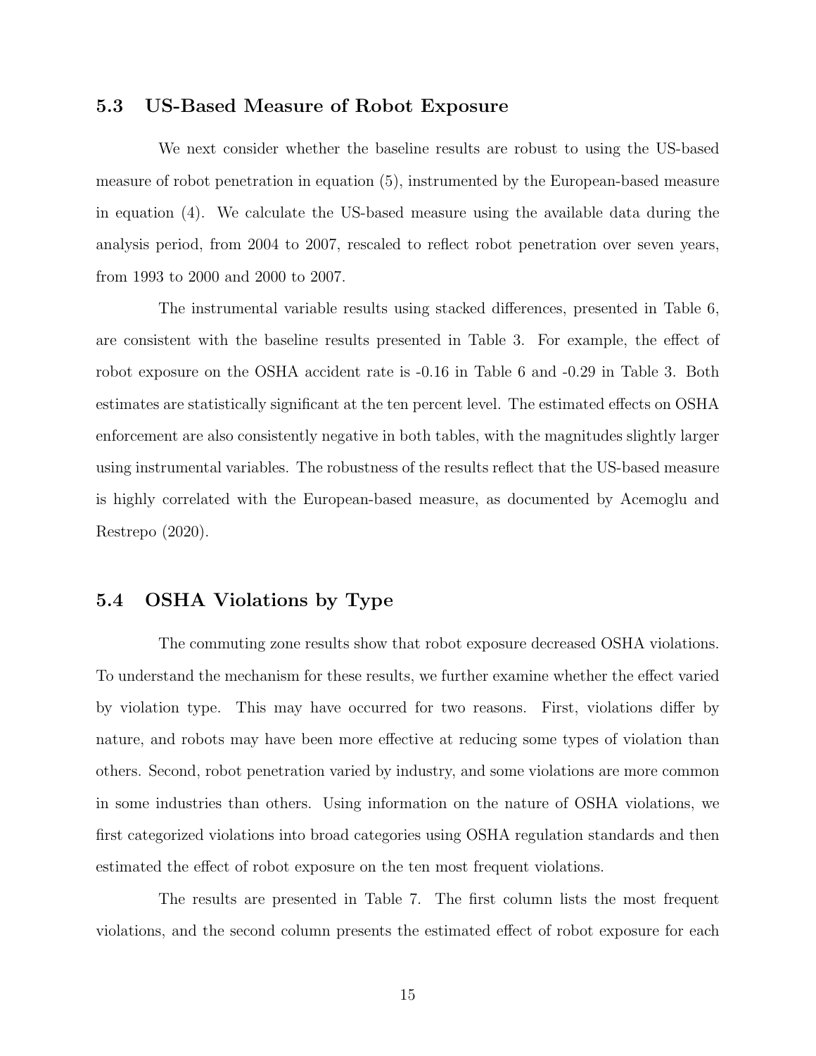## 5.3 US-Based Measure of Robot Exposure

We next consider whether the baseline results are robust to using the US-based measure of robot penetration in equation (5), instrumented by the European-based measure in equation (4). We calculate the US-based measure using the available data during the analysis period, from 2004 to 2007, rescaled to reflect robot penetration over seven years, from 1993 to 2000 and 2000 to 2007.

The instrumental variable results using stacked differences, presented in Table 6, are consistent with the baseline results presented in Table 3. For example, the effect of robot exposure on the OSHA accident rate is -0.16 in Table 6 and -0.29 in Table 3. Both estimates are statistically significant at the ten percent level. The estimated effects on OSHA enforcement are also consistently negative in both tables, with the magnitudes slightly larger using instrumental variables. The robustness of the results reflect that the US-based measure is highly correlated with the European-based measure, as documented by Acemoglu and Restrepo (2020).

## 5.4 OSHA Violations by Type

The commuting zone results show that robot exposure decreased OSHA violations. To understand the mechanism for these results, we further examine whether the effect varied by violation type. This may have occurred for two reasons. First, violations differ by nature, and robots may have been more effective at reducing some types of violation than others. Second, robot penetration varied by industry, and some violations are more common in some industries than others. Using information on the nature of OSHA violations, we first categorized violations into broad categories using OSHA regulation standards and then estimated the effect of robot exposure on the ten most frequent violations.

The results are presented in Table 7. The first column lists the most frequent violations, and the second column presents the estimated effect of robot exposure for each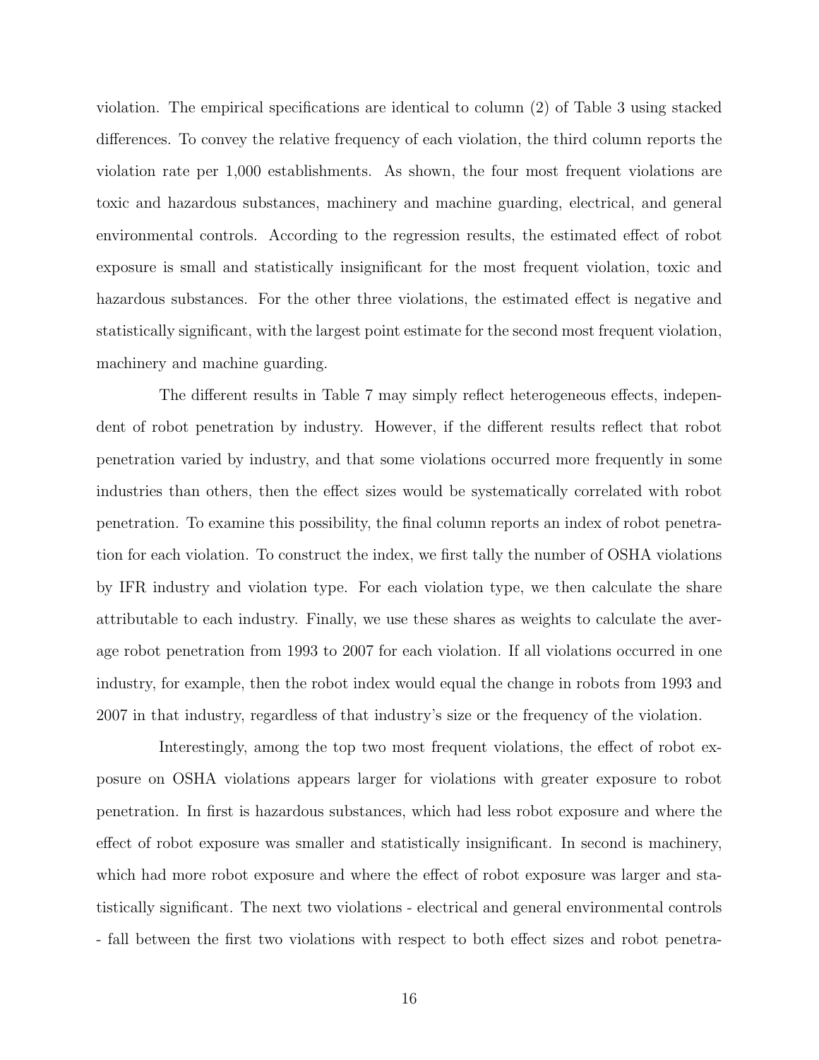violation. The empirical specifications are identical to column (2) of Table 3 using stacked differences. To convey the relative frequency of each violation, the third column reports the violation rate per 1,000 establishments. As shown, the four most frequent violations are toxic and hazardous substances, machinery and machine guarding, electrical, and general environmental controls. According to the regression results, the estimated effect of robot exposure is small and statistically insignificant for the most frequent violation, toxic and hazardous substances. For the other three violations, the estimated effect is negative and statistically significant, with the largest point estimate for the second most frequent violation, machinery and machine guarding.

The different results in Table 7 may simply reflect heterogeneous effects, independent of robot penetration by industry. However, if the different results reflect that robot penetration varied by industry, and that some violations occurred more frequently in some industries than others, then the effect sizes would be systematically correlated with robot penetration. To examine this possibility, the final column reports an index of robot penetration for each violation. To construct the index, we first tally the number of OSHA violations by IFR industry and violation type. For each violation type, we then calculate the share attributable to each industry. Finally, we use these shares as weights to calculate the average robot penetration from 1993 to 2007 for each violation. If all violations occurred in one industry, for example, then the robot index would equal the change in robots from 1993 and 2007 in that industry, regardless of that industry's size or the frequency of the violation.

Interestingly, among the top two most frequent violations, the effect of robot exposure on OSHA violations appears larger for violations with greater exposure to robot penetration. In first is hazardous substances, which had less robot exposure and where the effect of robot exposure was smaller and statistically insignificant. In second is machinery, which had more robot exposure and where the effect of robot exposure was larger and statistically significant. The next two violations - electrical and general environmental controls - fall between the first two violations with respect to both effect sizes and robot penetra-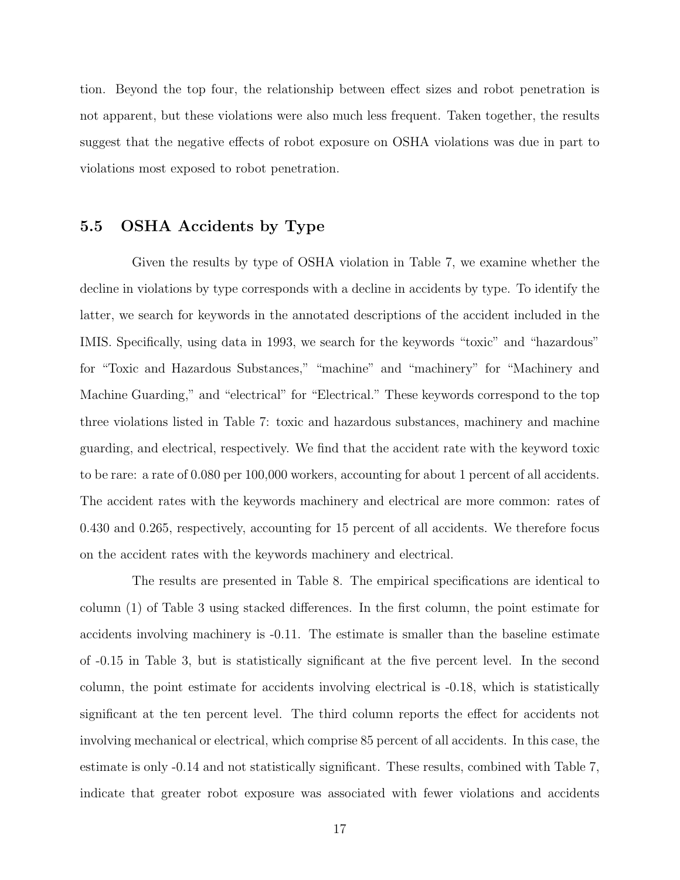tion. Beyond the top four, the relationship between effect sizes and robot penetration is not apparent, but these violations were also much less frequent. Taken together, the results suggest that the negative effects of robot exposure on OSHA violations was due in part to violations most exposed to robot penetration.

## 5.5 OSHA Accidents by Type

Given the results by type of OSHA violation in Table 7, we examine whether the decline in violations by type corresponds with a decline in accidents by type. To identify the latter, we search for keywords in the annotated descriptions of the accident included in the IMIS. Specifically, using data in 1993, we search for the keywords "toxic" and "hazardous" for "Toxic and Hazardous Substances," "machine" and "machinery" for "Machinery and Machine Guarding," and "electrical" for "Electrical." These keywords correspond to the top three violations listed in Table 7: toxic and hazardous substances, machinery and machine guarding, and electrical, respectively. We find that the accident rate with the keyword toxic to be rare: a rate of 0.080 per 100,000 workers, accounting for about 1 percent of all accidents. The accident rates with the keywords machinery and electrical are more common: rates of 0.430 and 0.265, respectively, accounting for 15 percent of all accidents. We therefore focus on the accident rates with the keywords machinery and electrical.

The results are presented in Table 8. The empirical specifications are identical to column (1) of Table 3 using stacked differences. In the first column, the point estimate for accidents involving machinery is -0.11. The estimate is smaller than the baseline estimate of -0.15 in Table 3, but is statistically significant at the five percent level. In the second column, the point estimate for accidents involving electrical is -0.18, which is statistically significant at the ten percent level. The third column reports the effect for accidents not involving mechanical or electrical, which comprise 85 percent of all accidents. In this case, the estimate is only -0.14 and not statistically significant. These results, combined with Table 7, indicate that greater robot exposure was associated with fewer violations and accidents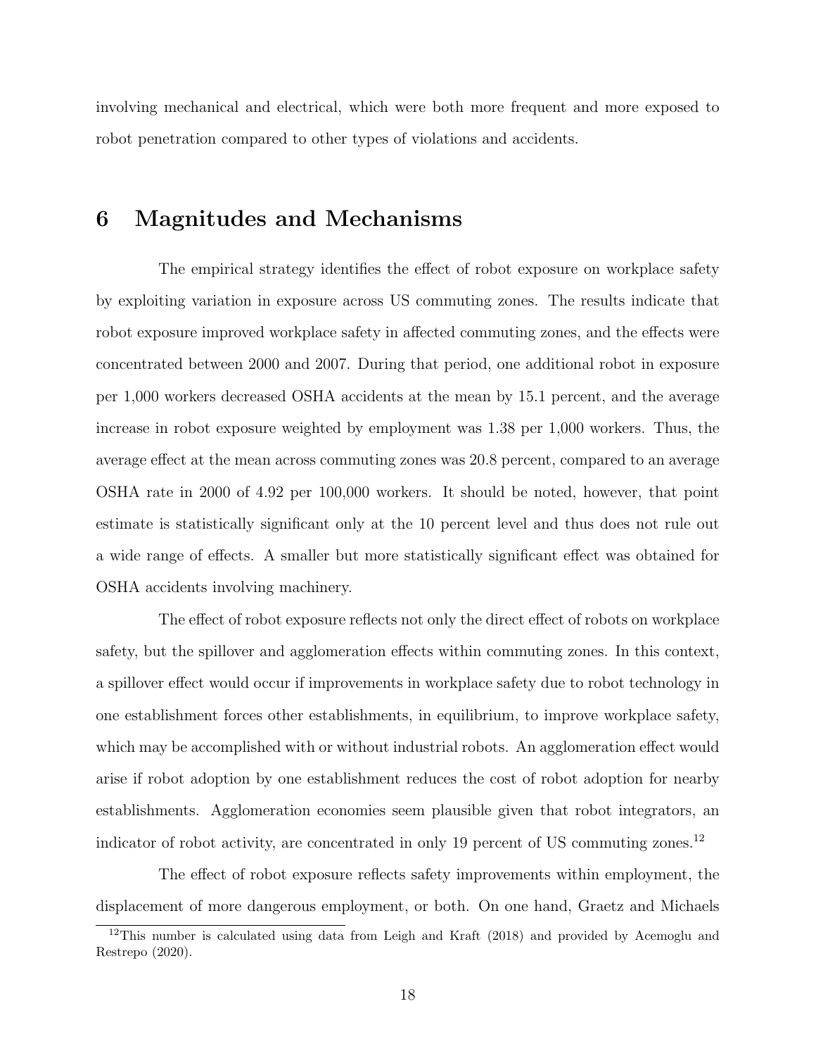involving mechanical and electrical, which were both more frequent and more exposed to robot penetration compared to other types of violations and accidents.

# 6 Magnitudes and Mechanisms

The empirical strategy identifies the effect of robot exposure on workplace safety by exploiting variation in exposure across US commuting zones. The results indicate that robot exposure improved workplace safety in affected commuting zones, and the effects were concentrated between 2000 and 2007. During that period, one additional robot in exposure per 1,000 workers decreased OSHA accidents at the mean by 15.1 percent, and the average increase in robot exposure weighted by employment was 1.38 per 1,000 workers. Thus, the average effect at the mean across commuting zones was 20.8 percent, compared to an average OSHA rate in 2000 of 4.92 per 100,000 workers. It should be noted, however, that point estimate is statistically significant only at the 10 percent level and thus does not rule out a wide range of effects. A smaller but more statistically significant effect was obtained for OSHA accidents involving machinery.

The effect of robot exposure reflects not only the direct effect of robots on workplace safety, but the spillover and agglomeration effects within commuting zones. In this context, a spillover effect would occur if improvements in workplace safety due to robot technology in one establishment forces other establishments, in equilibrium, to improve workplace safety, which may be accomplished with or without industrial robots. An agglomeration effect would arise if robot adoption by one establishment reduces the cost of robot adoption for nearby establishments. Agglomeration economies seem plausible given that robot integrators, an indicator of robot activity, are concentrated in only 19 percent of US commuting zones.[12]

The effect of robot exposure reflects safety improvements within employment, the displacement of more dangerous employment, or both. On one hand, Graetz and Michaels

[12] This number is calculated using data from Leigh and Kraft (2018) and provided by Acemoglu and Restrepo (2020).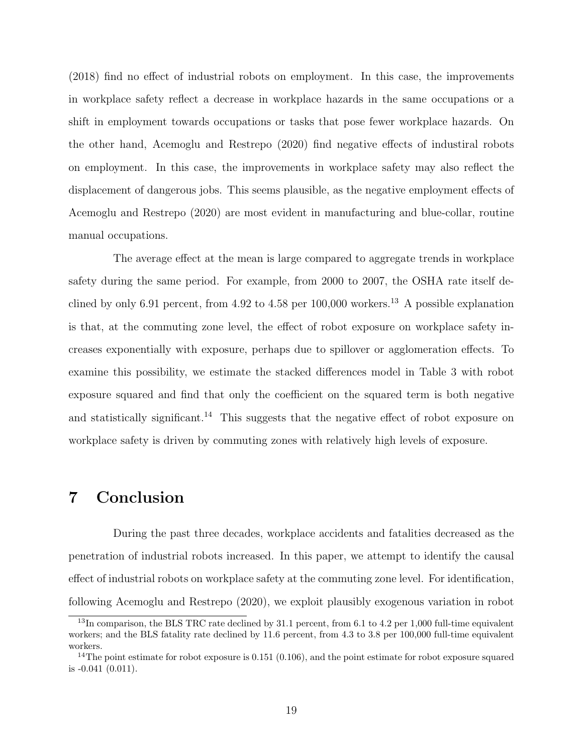(2018) find no effect of industrial robots on employment. In this case, the improvements in workplace safety reflect a decrease in workplace hazards in the same occupations or a shift in employment towards occupations or tasks that pose fewer workplace hazards. On the other hand, Acemoglu and Restrepo (2020) find negative effects of industiral robots on employment. In this case, the improvements in workplace safety may also reflect the displacement of dangerous jobs. This seems plausible, as the negative employment effects of Acemoglu and Restrepo (2020) are most evident in manufacturing and blue-collar, routine manual occupations.

The average effect at the mean is large compared to aggregate trends in workplace safety during the same period. For example, from 2000 to 2007, the OSHA rate itself declined by only 6.91 percent, from 4.92 to 4.58 per 100,000 workers.[13] A possible explanation is that, at the commuting zone level, the effect of robot exposure on workplace safety increases exponentially with exposure, perhaps due to spillover or agglomeration effects. To examine this possibility, we estimate the stacked differences model in Table 3 with robot exposure squared and find that only the coefficient on the squared term is both negative and statistically significant.[14] This suggests that the negative effect of robot exposure on workplace safety is driven by commuting zones with relatively high levels of exposure.

# 7 Conclusion

During the past three decades, workplace accidents and fatalities decreased as the penetration of industrial robots increased. In this paper, we attempt to identify the causal effect of industrial robots on workplace safety at the commuting zone level. For identification, following Acemoglu and Restrepo (2020), we exploit plausibly exogenous variation in robot

[13] In comparison, the BLS TRC rate declined by 31.1 percent, from 6.1 to 4.2 per 1,000 full-time equivalent workers; and the BLS fatality rate declined by 11.6 percent, from 4.3 to 3.8 per 100,000 full-time equivalent workers.

[14] The point estimate for robot exposure is 0.151 (0.106), and the point estimate for robot exposure squared is -0.041 (0.011).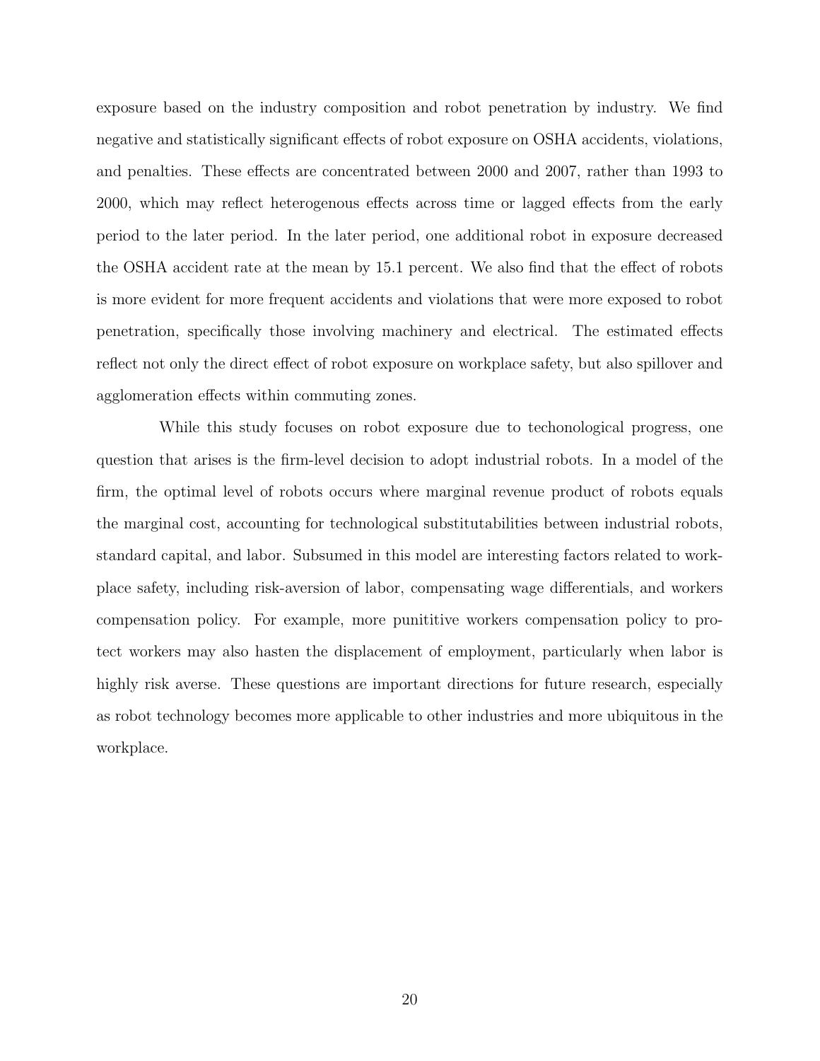exposure based on the industry composition and robot penetration by industry. We find negative and statistically significant effects of robot exposure on OSHA accidents, violations, and penalties. These effects are concentrated between 2000 and 2007, rather than 1993 to 2000, which may reflect heterogenous effects across time or lagged effects from the early period to the later period. In the later period, one additional robot in exposure decreased the OSHA accident rate at the mean by 15.1 percent. We also find that the effect of robots is more evident for more frequent accidents and violations that were more exposed to robot penetration, specifically those involving machinery and electrical. The estimated effects reflect not only the direct effect of robot exposure on workplace safety, but also spillover and agglomeration effects within commuting zones.

While this study focuses on robot exposure due to techonological progress, one question that arises is the firm-level decision to adopt industrial robots. In a model of the firm, the optimal level of robots occurs where marginal revenue product of robots equals the marginal cost, accounting for technological substitutabilities between industrial robots, standard capital, and labor. Subsumed in this model are interesting factors related to workplace safety, including risk-aversion of labor, compensating wage differentials, and workers compensation policy. For example, more punititive workers compensation policy to protect workers may also hasten the displacement of employment, particularly when labor is highly risk averse. These questions are important directions for future research, especially as robot technology becomes more applicable to other industries and more ubiquitous in the workplace.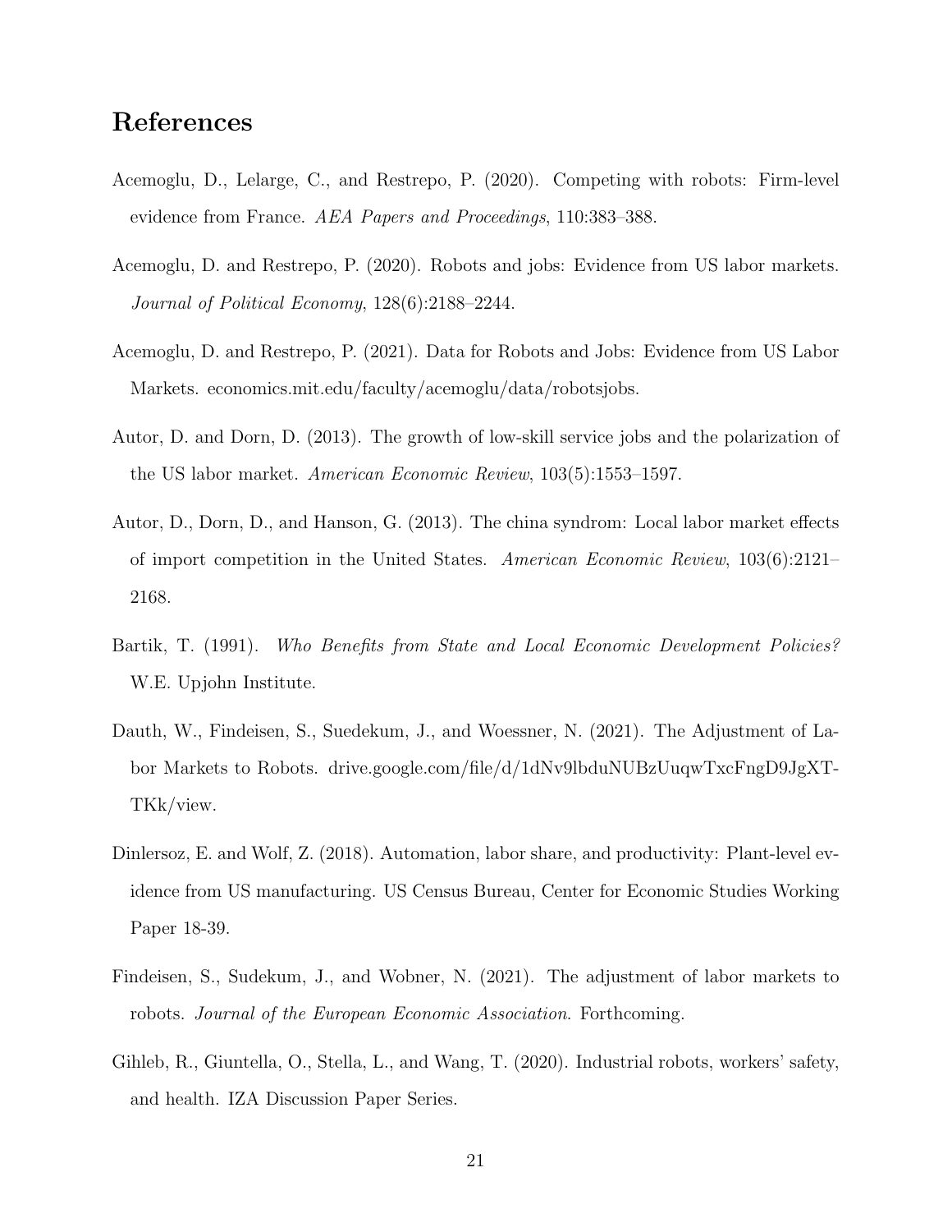# References

Acemoglu, D., Lelarge, C., and Restrepo, P. (2020). Competing with robots: Firm-level evidence from France. *AEA Papers and Proceedings*, 110:383–388.

Acemoglu, D. and Restrepo, P. (2020). Robots and jobs: Evidence from US labor markets. *Journal of Political Economy*, 128(6):2188–2244.

Acemoglu, D. and Restrepo, P. (2021). Data for Robots and Jobs: Evidence from US Labor Markets. economics.mit.edu/faculty/acemoglu/data/robotsjobs.

Autor, D. and Dorn, D. (2013). The growth of low-skill service jobs and the polarization of the US labor market. *American Economic Review*, 103(5):1553–1597.

Autor, D., Dorn, D., and Hanson, G. (2013). The china syndrom: Local labor market effects of import competition in the United States. *American Economic Review*, 103(6):2121–2168.

Bartik, T. (1991). *Who Benefits from State and Local Economic Development Policies?* W.E. Upjohn Institute.

Dauth, W., Findeisen, S., Suedekum, J., and Woessner, N. (2021). The Adjustment of Labor Markets to Robots. drive.google.com/file/d/1dNv9lbduNUBzUuqwTxcFngD9JgXT-TKk/view.

Dinlersoz, E. and Wolf, Z. (2018). Automation, labor share, and productivity: Plant-level evidence from US manufacturing. US Census Bureau, Center for Economic Studies Working Paper 18-39.

Findeisen, S., Sudekum, J., and Wobner, N. (2021). The adjustment of labor markets to robots. *Journal of the European Economic Association*. Forthcoming.

Gihleb, R., Giuntella, O., Stella, L., and Wang, T. (2020). Industrial robots, workers' safety, and health. IZA Discussion Paper Series.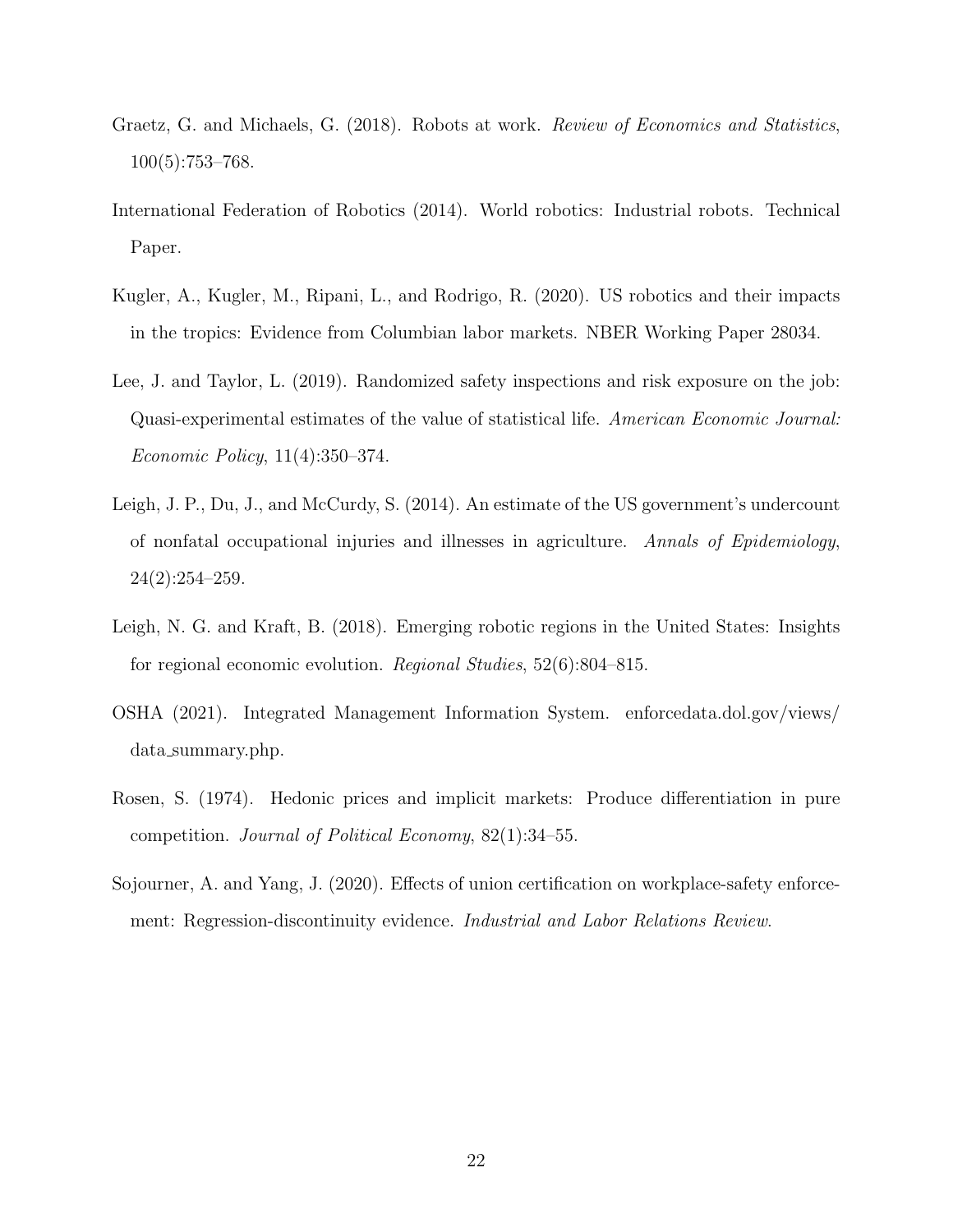Graetz, G. and Michaels, G. (2018). Robots at work. *Review of Economics and Statistics*, 100(5):753–768.

International Federation of Robotics (2014). World robotics: Industrial robots. Technical Paper.

Kugler, A., Kugler, M., Ripani, L., and Rodrigo, R. (2020). US robotics and their impacts in the tropics: Evidence from Columbian labor markets. NBER Working Paper 28034.

Lee, J. and Taylor, L. (2019). Randomized safety inspections and risk exposure on the job: Quasi-experimental estimates of the value of statistical life. *American Economic Journal: Economic Policy*, 11(4):350–374.

Leigh, J. P., Du, J., and McCurdy, S. (2014). An estimate of the US government's undercount of nonfatal occupational injuries and illnesses in agriculture. *Annals of Epidemiology*, 24(2):254–259.

Leigh, N. G. and Kraft, B. (2018). Emerging robotic regions in the United States: Insights for regional economic evolution. *Regional Studies*, 52(6):804–815.

OSHA (2021). Integrated Management Information System. enforcedata.dol.gov/views/data_summary.php.

Rosen, S. (1974). Hedonic prices and implicit markets: Produce differentiation in pure competition. *Journal of Political Economy*, 82(1):34–55.

Sojourner, A. and Yang, J. (2020). Effects of union certification on workplace-safety enforcement: Regression-discontinuity evidence. *Industrial and Labor Relations Review*.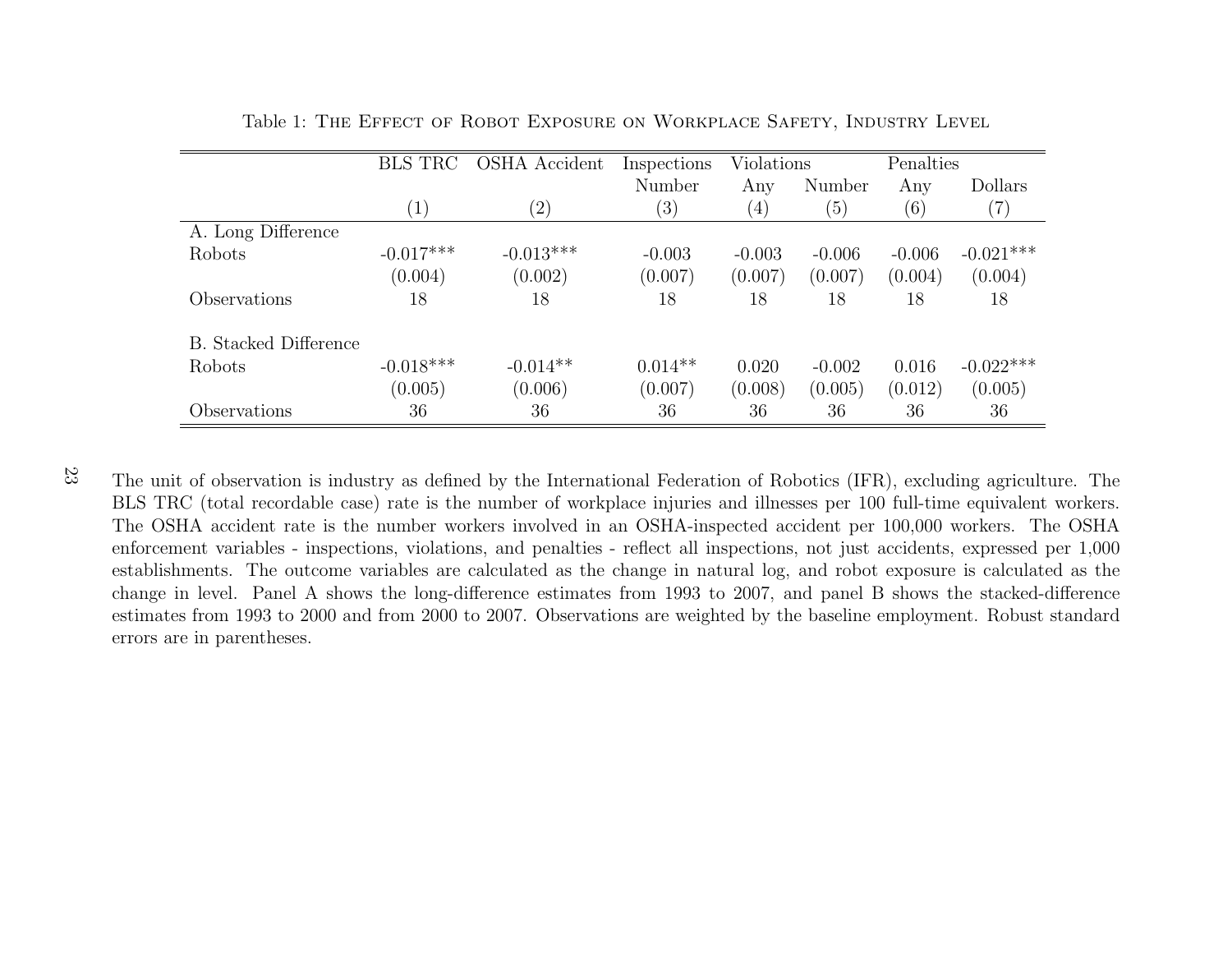Table 1: THE EFFECT OF ROBOT EXPOSURE ON WORKPLACE SAFETY, INDUSTRY LEVEL

| | BLS TRC | OSHA Accident | Inspections | Violations | | Penalties | |
|---|---|---|---|---|---|---|---|
| | | | Number | Any | Number | Any | Dollars |
| | (1) | (2) | (3) | (4) | (5) | (6) | (7) |
| A. Long Difference | | | | | | | |
| Robots | -0.017*** | -0.013*** | -0.003 | -0.003 | -0.006 | -0.006 | -0.021*** |
| | (0.004) | (0.002) | (0.007) | (0.007) | (0.007) | (0.004) | (0.004) |
| Observations | 18 | 18 | 18 | 18 | 18 | 18 | 18 |
| B. Stacked Difference | | | | | | | |
| Robots | -0.018*** | -0.014** | 0.014** | 0.020 | -0.002 | 0.016 | -0.022*** |
| | (0.005) | (0.006) | (0.007) | (0.008) | (0.005) | (0.012) | (0.005) |
| Observations | 36 | 36 | 36 | 36 | 36 | 36 | 36 |

The unit of observation is industry as defined by the International Federation of Robotics (IFR), excluding agriculture. The BLS TRC (total recordable case) rate is the number of workplace injuries and illnesses per 100 full-time equivalent workers. The OSHA accident rate is the number workers involved in an OSHA-inspected accident per 100,000 workers. The OSHA enforcement variables - inspections, violations, and penalties - reflect all inspections, not just accidents, expressed per 1,000 establishments. The outcome variables are calculated as the change in natural log, and robot exposure is calculated as the change in level. Panel A shows the long-difference estimates from 1993 to 2007, and panel B shows the stacked-difference estimates from 1993 to 2000 and from 2000 to 2007. Observations are weighted by the baseline employment. Robust standard errors are in parentheses.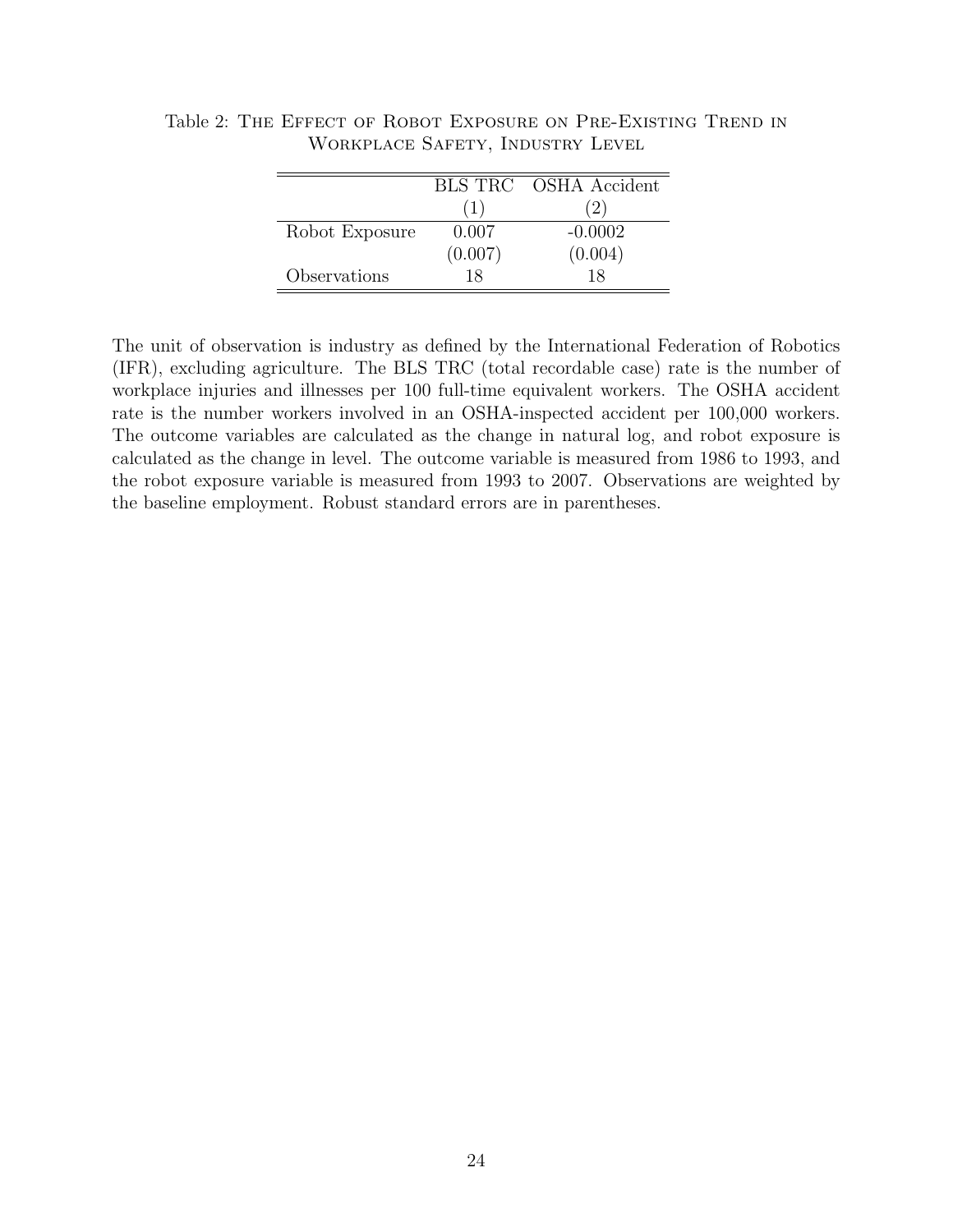Table 2: The Effect of Robot Exposure on Pre-Existing Trend in Workplace Safety, Industry Level

| | BLS TRC | OSHA Accident |
|---|---|---|
| | (1) | (2) |
| Robot Exposure | 0.007 | -0.0002 |
| | (0.007) | (0.004) |
| Observations | 18 | 18 |

The unit of observation is industry as defined by the International Federation of Robotics (IFR), excluding agriculture. The BLS TRC (total recordable case) rate is the number of workplace injuries and illnesses per 100 full-time equivalent workers. The OSHA accident rate is the number workers involved in an OSHA-inspected accident per 100,000 workers. The outcome variables are calculated as the change in natural log, and robot exposure is calculated as the change in level. The outcome variable is measured from 1986 to 1993, and the robot exposure variable is measured from 1993 to 2007. Observations are weighted by the baseline employment. Robust standard errors are in parentheses.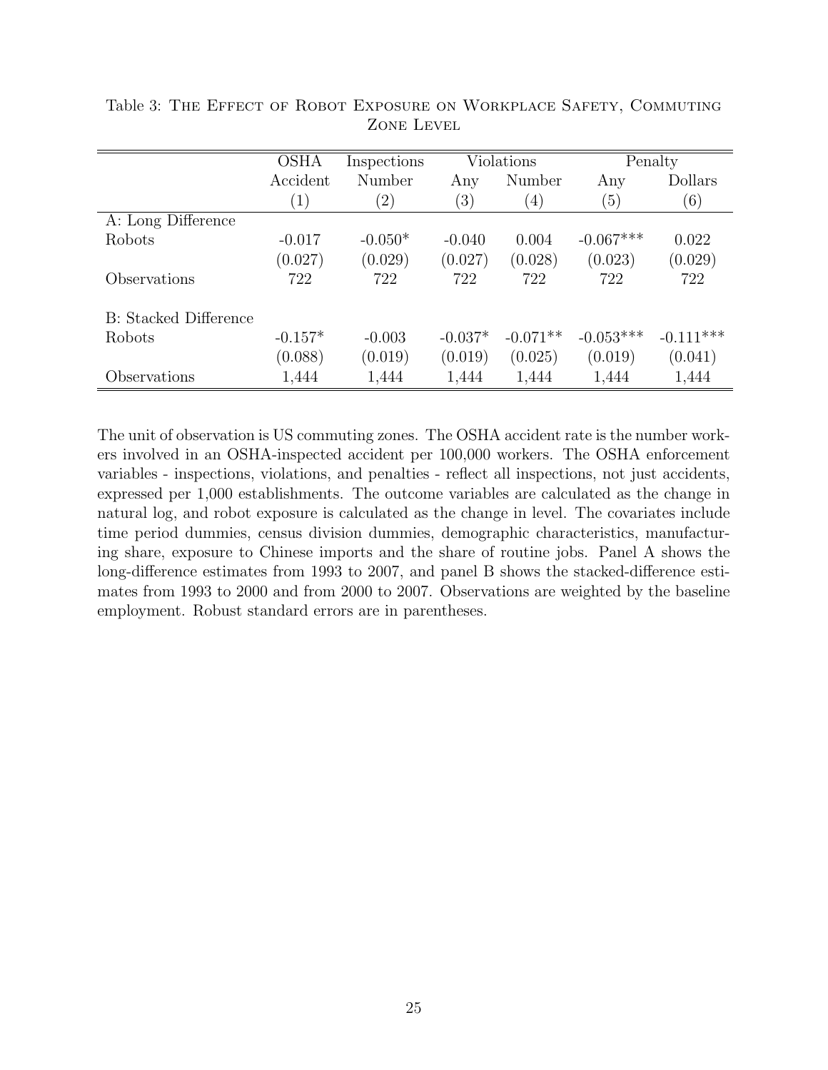Table 3: The Effect of Robot Exposure on Workplace Safety, Commuting Zone Level

| | OSHA | Inspections | Violations | | Penalty | |
|---|---|---|---|---|---|---|
| | Accident | Number | Any | Number | Any | Dollars |
| | (1) | (2) | (3) | (4) | (5) | (6) |
| A: Long Difference | | | | | | |
| Robots | -0.017 | -0.050* | -0.040 | 0.004 | -0.067*** | 0.022 |
| | (0.027) | (0.029) | (0.027) | (0.028) | (0.023) | (0.029) |
| Observations | 722 | 722 | 722 | 722 | 722 | 722 |
| B: Stacked Difference | | | | | | |
| Robots | -0.157* | -0.003 | -0.037* | -0.071** | -0.053*** | -0.111*** |
| | (0.088) | (0.019) | (0.019) | (0.025) | (0.019) | (0.041) |
| Observations | 1,444 | 1,444 | 1,444 | 1,444 | 1,444 | 1,444 |

The unit of observation is US commuting zones. The OSHA accident rate is the number workers involved in an OSHA-inspected accident per 100,000 workers. The OSHA enforcement variables - inspections, violations, and penalties - reflect all inspections, not just accidents, expressed per 1,000 establishments. The outcome variables are calculated as the change in natural log, and robot exposure is calculated as the change in level. The covariates include time period dummies, census division dummies, demographic characteristics, manufacturing share, exposure to Chinese imports and the share of routine jobs. Panel A shows the long-difference estimates from 1993 to 2007, and panel B shows the stacked-difference estimates from 1993 to 2000 and from 2000 to 2007. Observations are weighted by the baseline employment. Robust standard errors are in parentheses.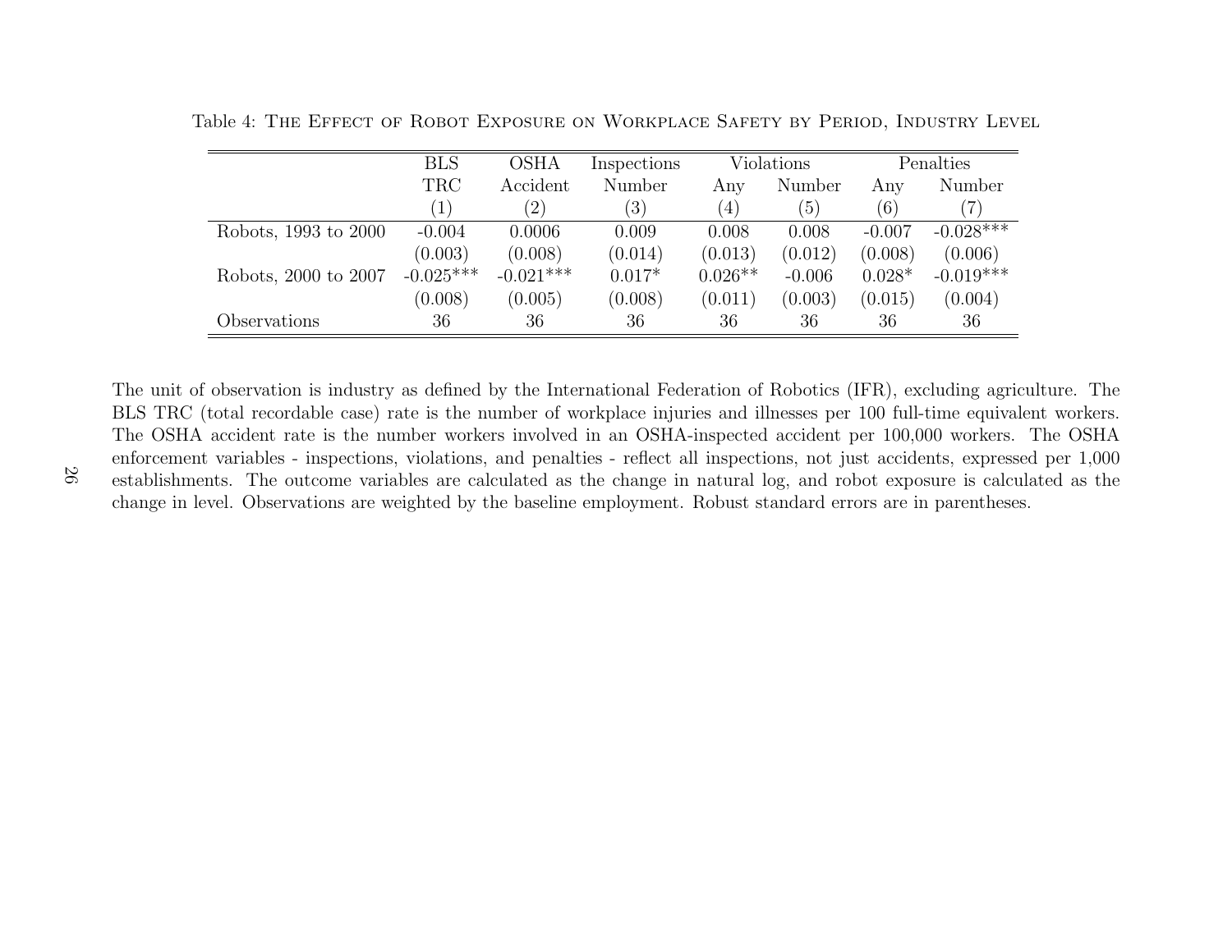Table 4: The Effect of Robot Exposure on Workplace Safety by Period, Industry Level

| | BLS | OSHA | Inspections | Violations | | Penalties | |
|---|---|---|---|---|---|---|---|
| | TRC | Accident | Number | Any | Number | Any | Number |
| | (1) | (2) | (3) | (4) | (5) | (6) | (7) |
| Robots, 1993 to 2000 | -0.004 | 0.0006 | 0.009 | 0.008 | 0.008 | -0.007 | -0.028*** |
| | (0.003) | (0.008) | (0.014) | (0.013) | (0.012) | (0.008) | (0.006) |
| Robots, 2000 to 2007 | -0.025*** | -0.021*** | 0.017* | 0.026** | -0.006 | 0.028* | -0.019*** |
| | (0.008) | (0.005) | (0.008) | (0.011) | (0.003) | (0.015) | (0.004) |
| Observations | 36 | 36 | 36 | 36 | 36 | 36 | 36 |

The unit of observation is industry as defined by the International Federation of Robotics (IFR), excluding agriculture. The BLS TRC (total recordable case) rate is the number of workplace injuries and illnesses per 100 full-time equivalent workers. The OSHA accident rate is the number workers involved in an OSHA-inspected accident per 100,000 workers. The OSHA enforcement variables - inspections, violations, and penalties - reflect all inspections, not just accidents, expressed per 1,000 establishments. The outcome variables are calculated as the change in natural log, and robot exposure is calculated as the change in level. Observations are weighted by the baseline employment. Robust standard errors are in parentheses.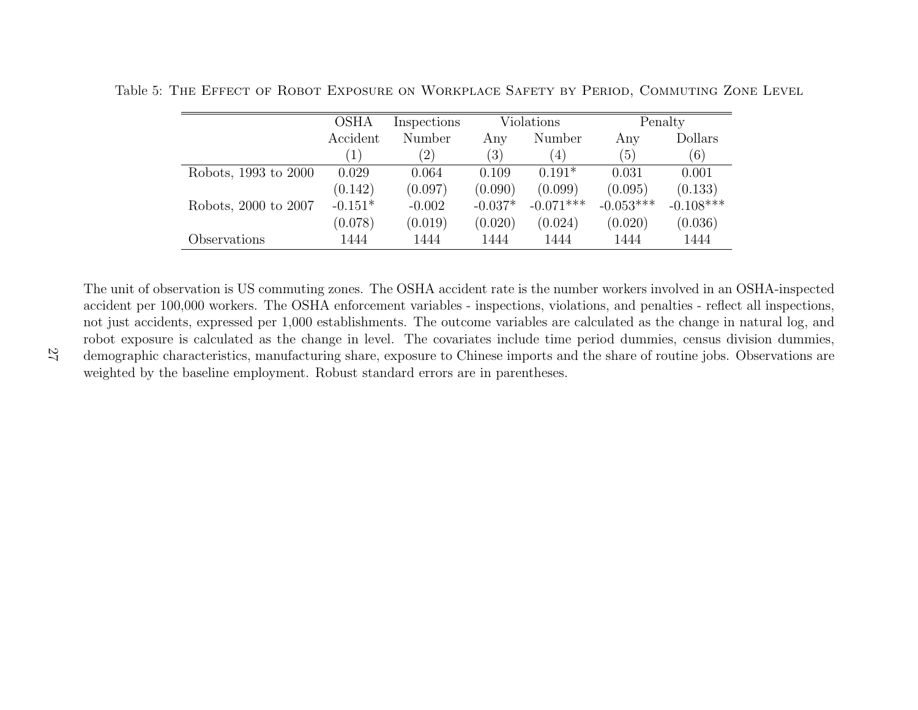Table 5: The Effect of Robot Exposure on Workplace Safety by Period, Commuting Zone Level

| | OSHA | Inspections | Violations | | Penalty | |
|---|---|---|---|---|---|---|
| | Accident | Number | Any | Number | Any | Dollars |
| | (1) | (2) | (3) | (4) | (5) | (6) |
| Robots, 1993 to 2000 | 0.029 | 0.064 | 0.109 | 0.191* | 0.031 | 0.001 |
| | (0.142) | (0.097) | (0.090) | (0.099) | (0.095) | (0.133) |
| Robots, 2000 to 2007 | -0.151* | -0.002 | -0.037* | -0.071*** | -0.053*** | -0.108*** |
| | (0.078) | (0.019) | (0.020) | (0.024) | (0.020) | (0.036) |
| Observations | 1444 | 1444 | 1444 | 1444 | 1444 | 1444 |

The unit of observation is US commuting zones. The OSHA accident rate is the number workers involved in an OSHA-inspected accident per 100,000 workers. The OSHA enforcement variables - inspections, violations, and penalties - reflect all inspections, not just accidents, expressed per 1,000 establishments. The outcome variables are calculated as the change in natural log, and robot exposure is calculated as the change in level. The covariates include time period dummies, census division dummies, demographic characteristics, manufacturing share, exposure to Chinese imports and the share of routine jobs. Observations are weighted by the baseline employment. Robust standard errors are in parentheses.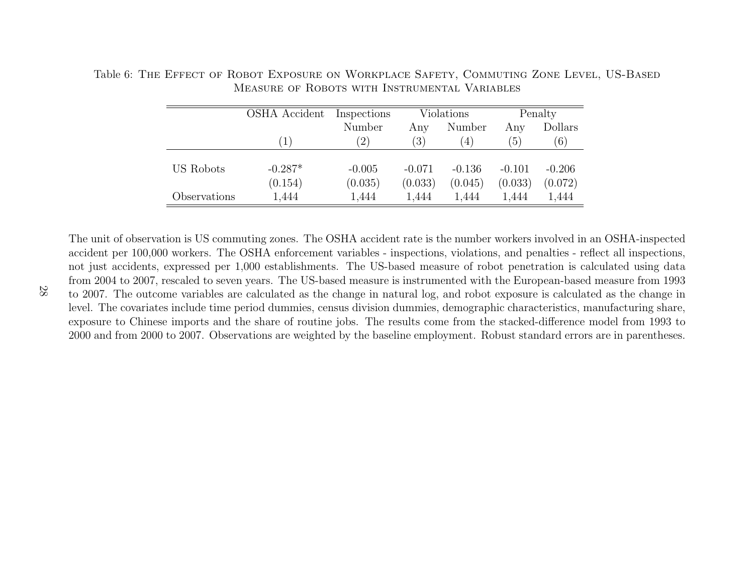Table 6: The Effect of Robot Exposure on Workplace Safety, Commuting Zone Level, US-Based Measure of Robots with Instrumental Variables

| | OSHA Accident | Inspections | Violations | | Penalty | |
|---|---|---|---|---|---|---|
| | | Number | Any | Number | Any | Dollars |
| | (1) | (2) | (3) | (4) | (5) | (6) |
| US Robots | -0.287* | -0.005 | -0.071 | -0.136 | -0.101 | -0.206 |
| | (0.154) | (0.035) | (0.033) | (0.045) | (0.033) | (0.072) |
| Observations | 1,444 | 1,444 | 1,444 | 1,444 | 1,444 | 1,444 |

The unit of observation is US commuting zones. The OSHA accident rate is the number workers involved in an OSHA-inspected accident per 100,000 workers. The OSHA enforcement variables - inspections, violations, and penalties - reflect all inspections, not just accidents, expressed per 1,000 establishments. The US-based measure of robot penetration is calculated using data from 2004 to 2007, rescaled to seven years. The US-based measure is instrumented with the European-based measure from 1993 to 2007. The outcome variables are calculated as the change in natural log, and robot exposure is calculated as the change in level. The covariates include time period dummies, census division dummies, demographic characteristics, manufacturing share, exposure to Chinese imports and the share of routine jobs. The results come from the stacked-difference model from 1993 to 2000 and from 2000 to 2007. Observations are weighted by the baseline employment. Robust standard errors are in parentheses.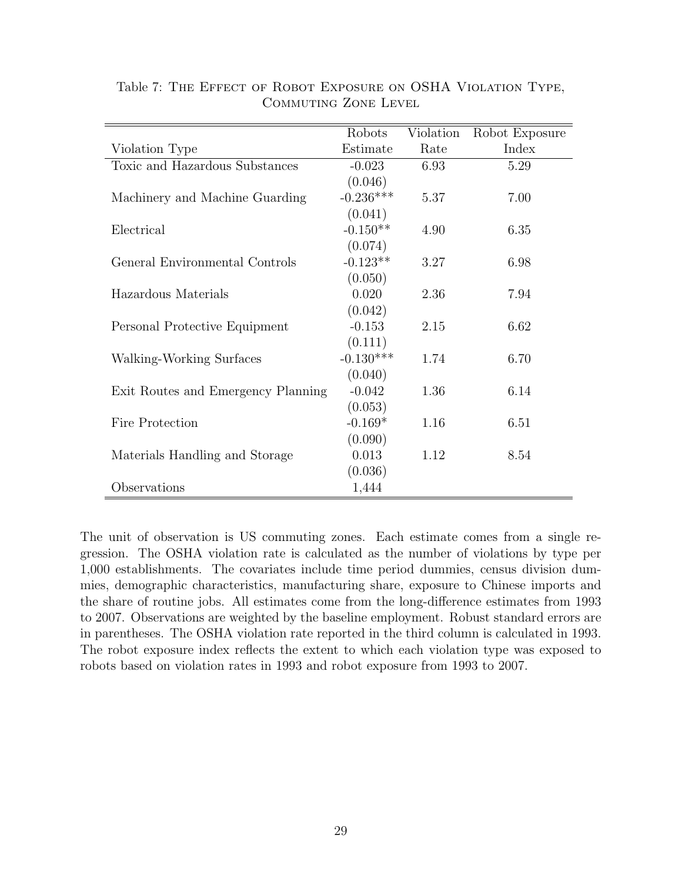Table 7: The Effect of Robot Exposure on OSHA Violation Type, Commuting Zone Level

| Violation Type | Robots Estimate | Violation Rate | Robot Exposure Index |
|---|---|---|---|
| Toxic and Hazardous Substances | -0.023 | 6.93 | 5.29 |
| | (0.046) | | |
| Machinery and Machine Guarding | -0.236*** | 5.37 | 7.00 |
| | (0.041) | | |
| Electrical | -0.150** | 4.90 | 6.35 |
| | (0.074) | | |
| General Environmental Controls | -0.123** | 3.27 | 6.98 |
| | (0.050) | | |
| Hazardous Materials | 0.020 | 2.36 | 7.94 |
| | (0.042) | | |
| Personal Protective Equipment | -0.153 | 2.15 | 6.62 |
| | (0.111) | | |
| Walking-Working Surfaces | -0.130*** | 1.74 | 6.70 |
| | (0.040) | | |
| Exit Routes and Emergency Planning | -0.042 | 1.36 | 6.14 |
| | (0.053) | | |
| Fire Protection | -0.169* | 1.16 | 6.51 |
| | (0.090) | | |
| Materials Handling and Storage | 0.013 | 1.12 | 8.54 |
| | (0.036) | | |
| Observations | 1,444 | | |

The unit of observation is US commuting zones. Each estimate comes from a single regression. The OSHA violation rate is calculated as the number of violations by type per 1,000 establishments. The covariates include time period dummies, census division dummies, demographic characteristics, manufacturing share, exposure to Chinese imports and the share of routine jobs. All estimates come from the long-difference estimates from 1993 to 2007. Observations are weighted by the baseline employment. Robust standard errors are in parentheses. The OSHA violation rate reported in the third column is calculated in 1993. The robot exposure index reflects the extent to which each violation type was exposed to robots based on violation rates in 1993 and robot exposure from 1993 to 2007.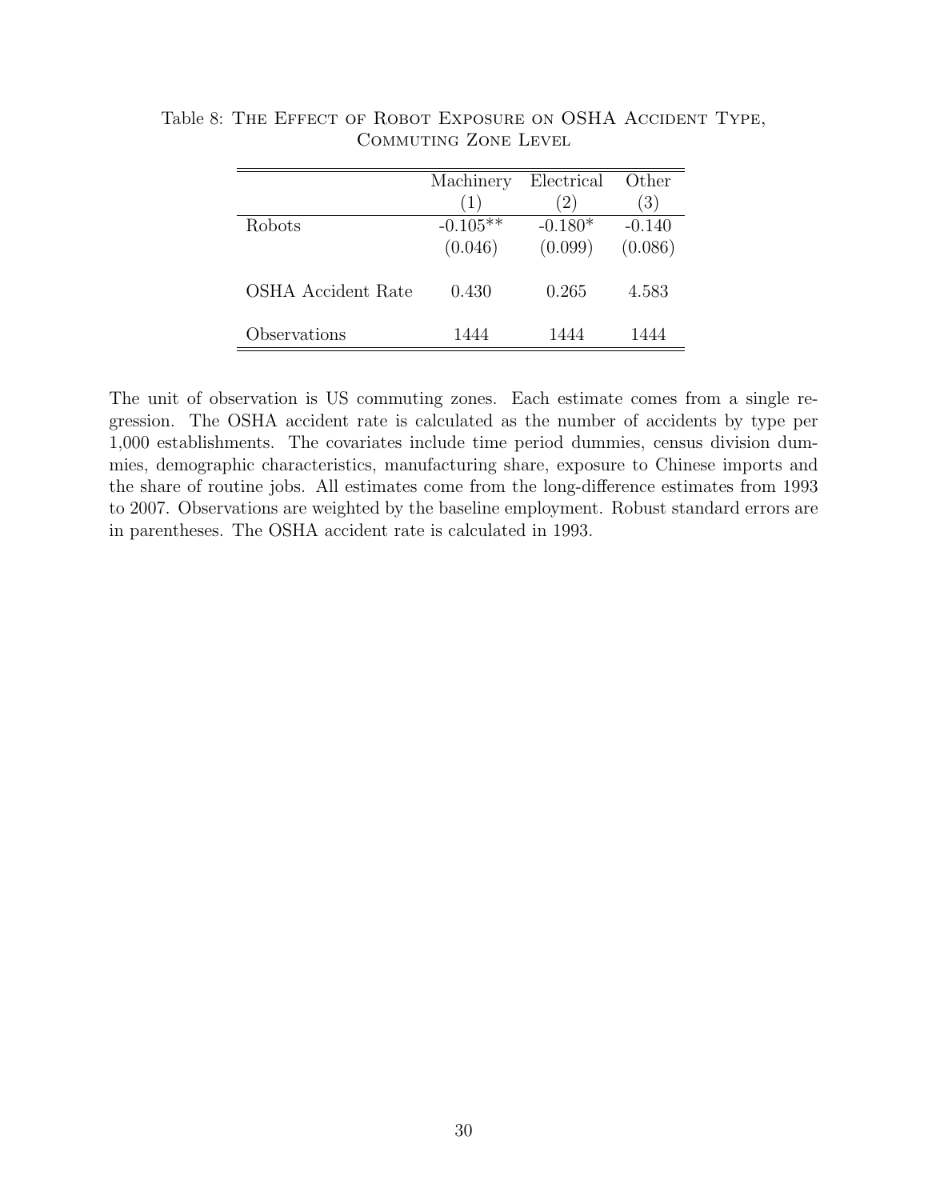Table 8: The Effect of Robot Exposure on OSHA Accident Type, Commuting Zone Level

| | Machinery | Electrical | Other |
|---|---|---|---|
| | (1) | (2) | (3) |
| Robots | -0.105** | -0.180* | -0.140 |
| | (0.046) | (0.099) | (0.086) |
| OSHA Accident Rate | 0.430 | 0.265 | 4.583 |
| Observations | 1444 | 1444 | 1444 |

The unit of observation is US commuting zones. Each estimate comes from a single regression. The OSHA accident rate is calculated as the number of accidents by type per 1,000 establishments. The covariates include time period dummies, census division dummies, demographic characteristics, manufacturing share, exposure to Chinese imports and the share of routine jobs. All estimates come from the long-difference estimates from 1993 to 2007. Observations are weighted by the baseline employment. Robust standard errors are in parentheses. The OSHA accident rate is calculated in 1993.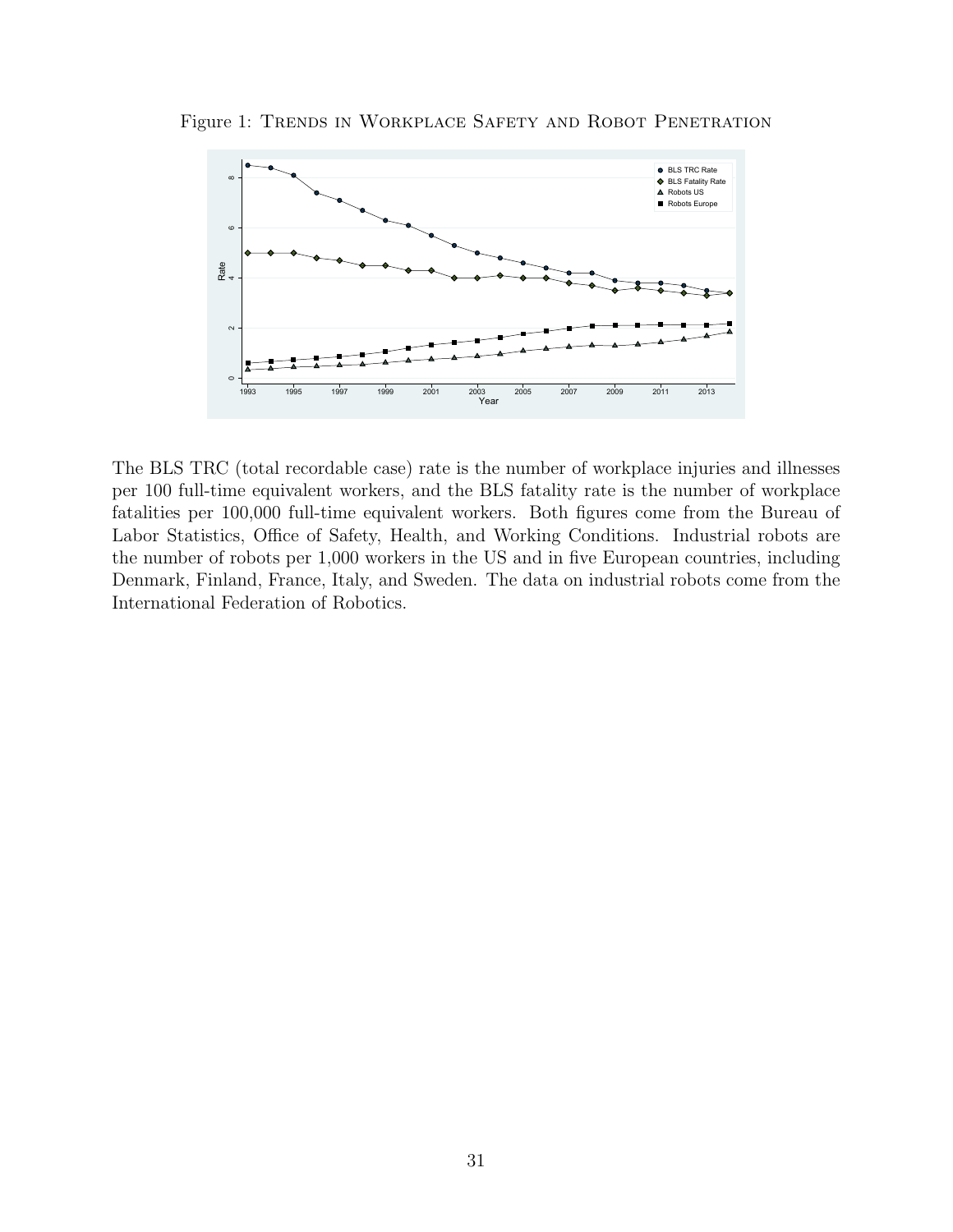Figure 1: TRENDS IN WORKPLACE SAFETY AND ROBOT PENETRATION

The BLS TRC (total recordable case) rate is the number of workplace injuries and illnesses per 100 full-time equivalent workers, and the BLS fatality rate is the number of workplace fatalities per 100,000 full-time equivalent workers. Both figures come from the Bureau of Labor Statistics, Office of Safety, Health, and Working Conditions. Industrial robots are the number of robots per 1,000 workers in the US and in five European countries, including Denmark, Finland, France, Italy, and Sweden. The data on industrial robots come from the International Federation of Robotics.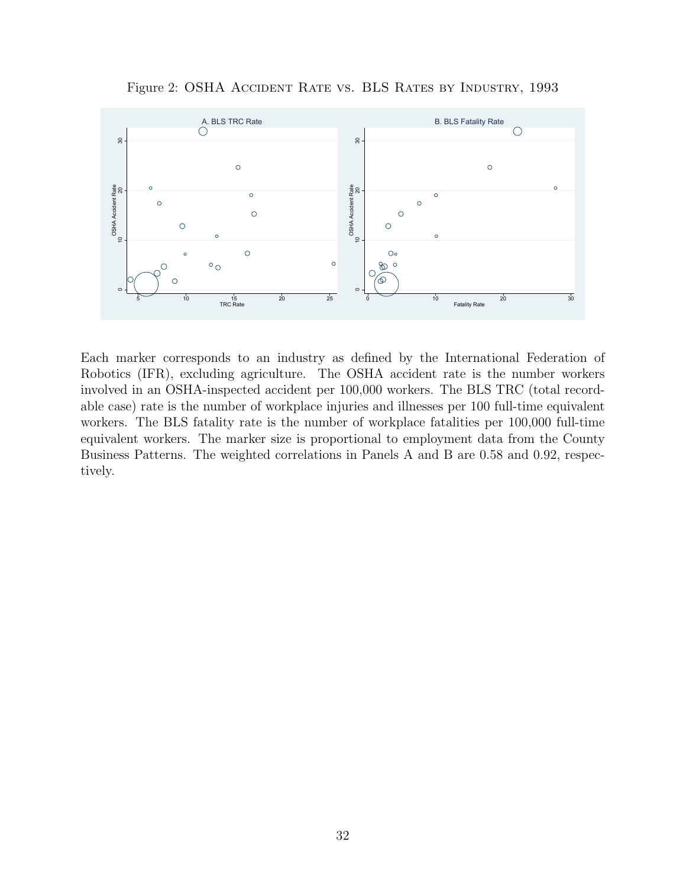Figure 2: OSHA Accident Rate vs. BLS Rates by Industry, 1993

Each marker corresponds to an industry as defined by the International Federation of Robotics (IFR), excluding agriculture. The OSHA accident rate is the number workers involved in an OSHA-inspected accident per 100,000 workers. The BLS TRC (total recordable case) rate is the number of workplace injuries and illnesses per 100 full-time equivalent workers. The BLS fatality rate is the number of workplace fatalities per 100,000 full-time equivalent workers. The marker size is proportional to employment data from the County Business Patterns. The weighted correlations in Panels A and B are 0.58 and 0.92, respectively.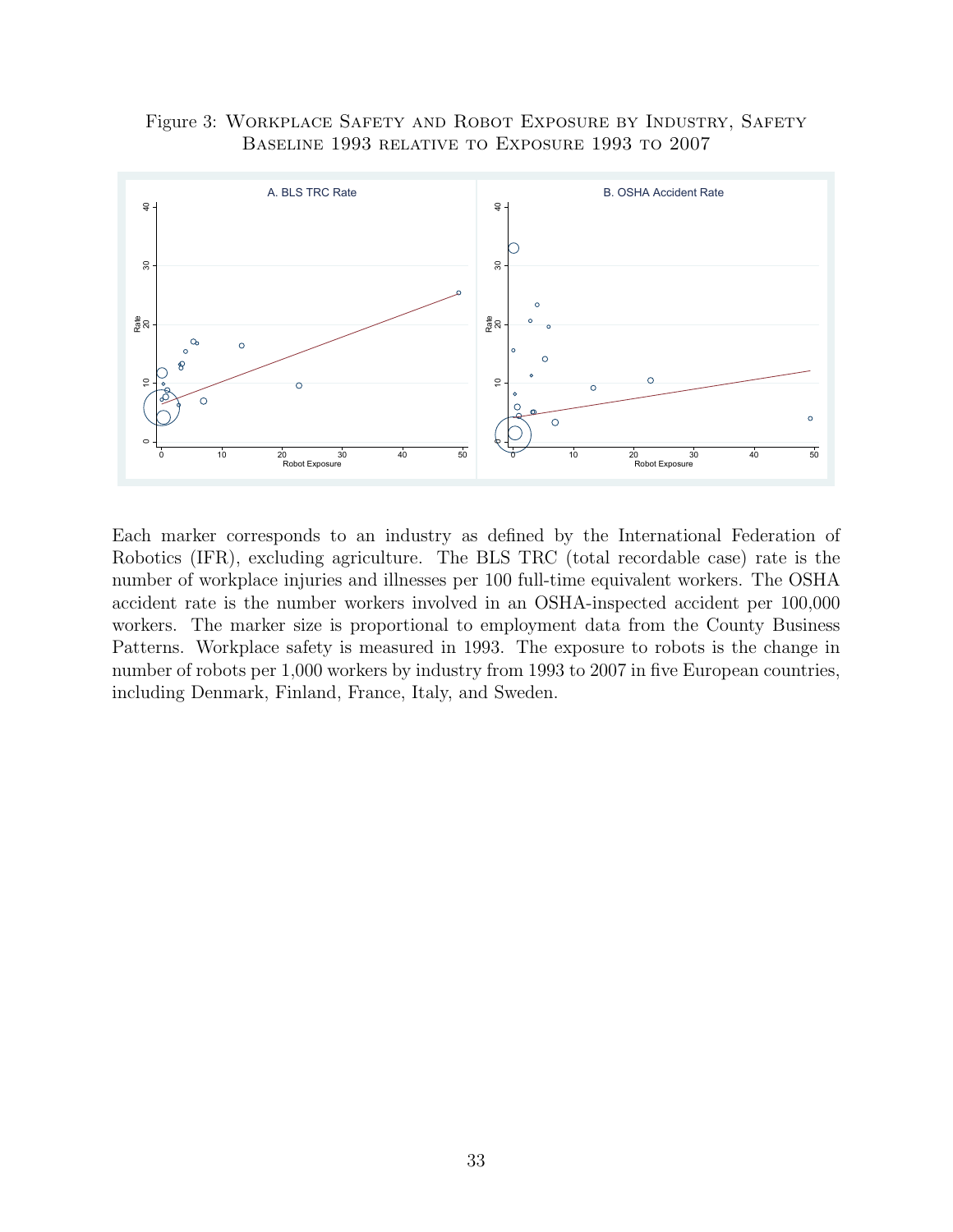Figure 3: Workplace Safety and Robot Exposure by Industry, Safety Baseline 1993 relative to Exposure 1993 to 2007

Each marker corresponds to an industry as defined by the International Federation of Robotics (IFR), excluding agriculture. The BLS TRC (total recordable case) rate is the number of workplace injuries and illnesses per 100 full-time equivalent workers. The OSHA accident rate is the number workers involved in an OSHA-inspected accident per 100,000 workers. The marker size is proportional to employment data from the County Business Patterns. Workplace safety is measured in 1993. The exposure to robots is the change in number of robots per 1,000 workers by industry from 1993 to 2007 in five European countries, including Denmark, Finland, France, Italy, and Sweden.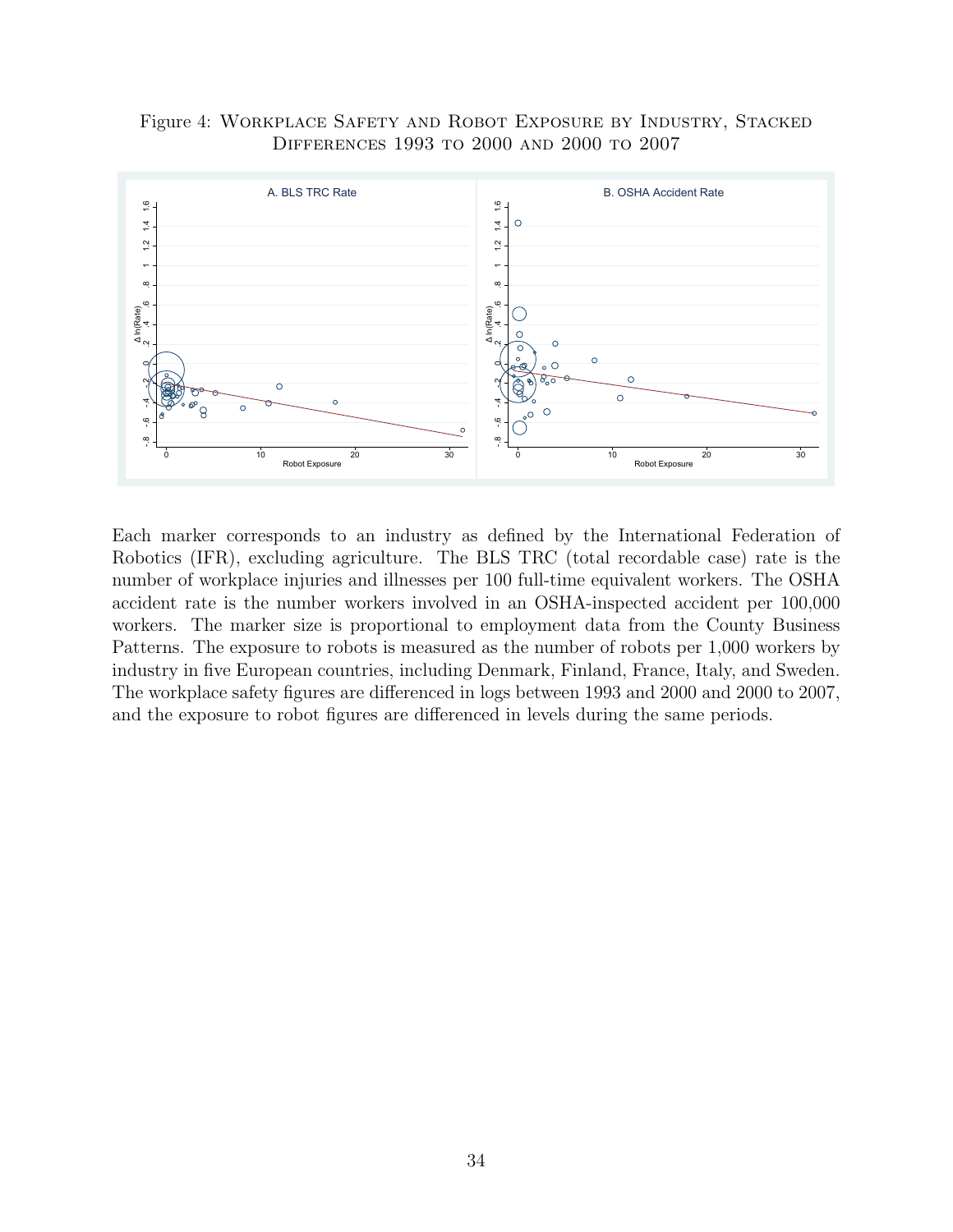Figure 4: Workplace Safety and Robot Exposure by Industry, Stacked Differences 1993 to 2000 and 2000 to 2007

Each marker corresponds to an industry as defined by the International Federation of Robotics (IFR), excluding agriculture. The BLS TRC (total recordable case) rate is the number of workplace injuries and illnesses per 100 full-time equivalent workers. The OSHA accident rate is the number workers involved in an OSHA-inspected accident per 100,000 workers. The marker size is proportional to employment data from the County Business Patterns. The exposure to robots is measured as the number of robots per 1,000 workers by industry in five European countries, including Denmark, Finland, France, Italy, and Sweden. The workplace safety figures are differenced in logs between 1993 and 2000 and 2000 to 2007, and the exposure to robot figures are differenced in levels during the same periods.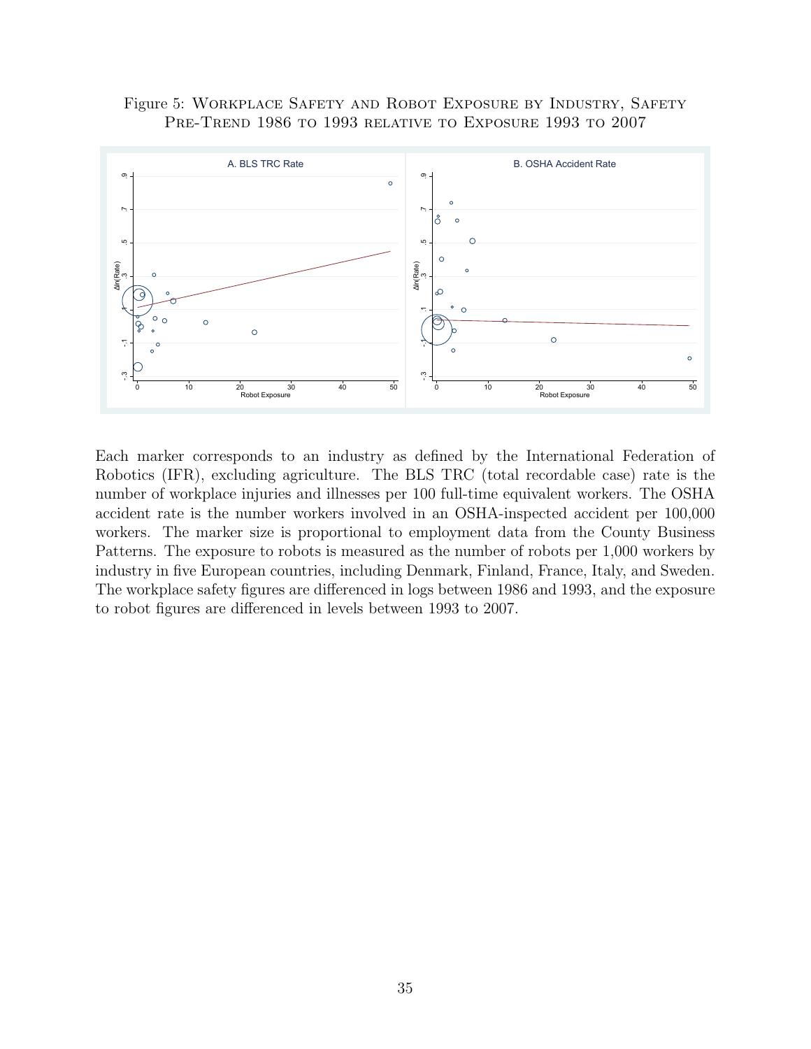Figure 5: Workplace Safety and Robot Exposure by Industry, Safety Pre-Trend 1986 to 1993 relative to Exposure 1993 to 2007

Each marker corresponds to an industry as defined by the International Federation of Robotics (IFR), excluding agriculture. The BLS TRC (total recordable case) rate is the number of workplace injuries and illnesses per 100 full-time equivalent workers. The OSHA accident rate is the number workers involved in an OSHA-inspected accident per 100,000 workers. The marker size is proportional to employment data from the County Business Patterns. The exposure to robots is measured as the number of robots per 1,000 workers by industry in five European countries, including Denmark, Finland, France, Italy, and Sweden. The workplace safety figures are differenced in logs between 1986 and 1993, and the exposure to robot figures are differenced in levels between 1993 to 2007.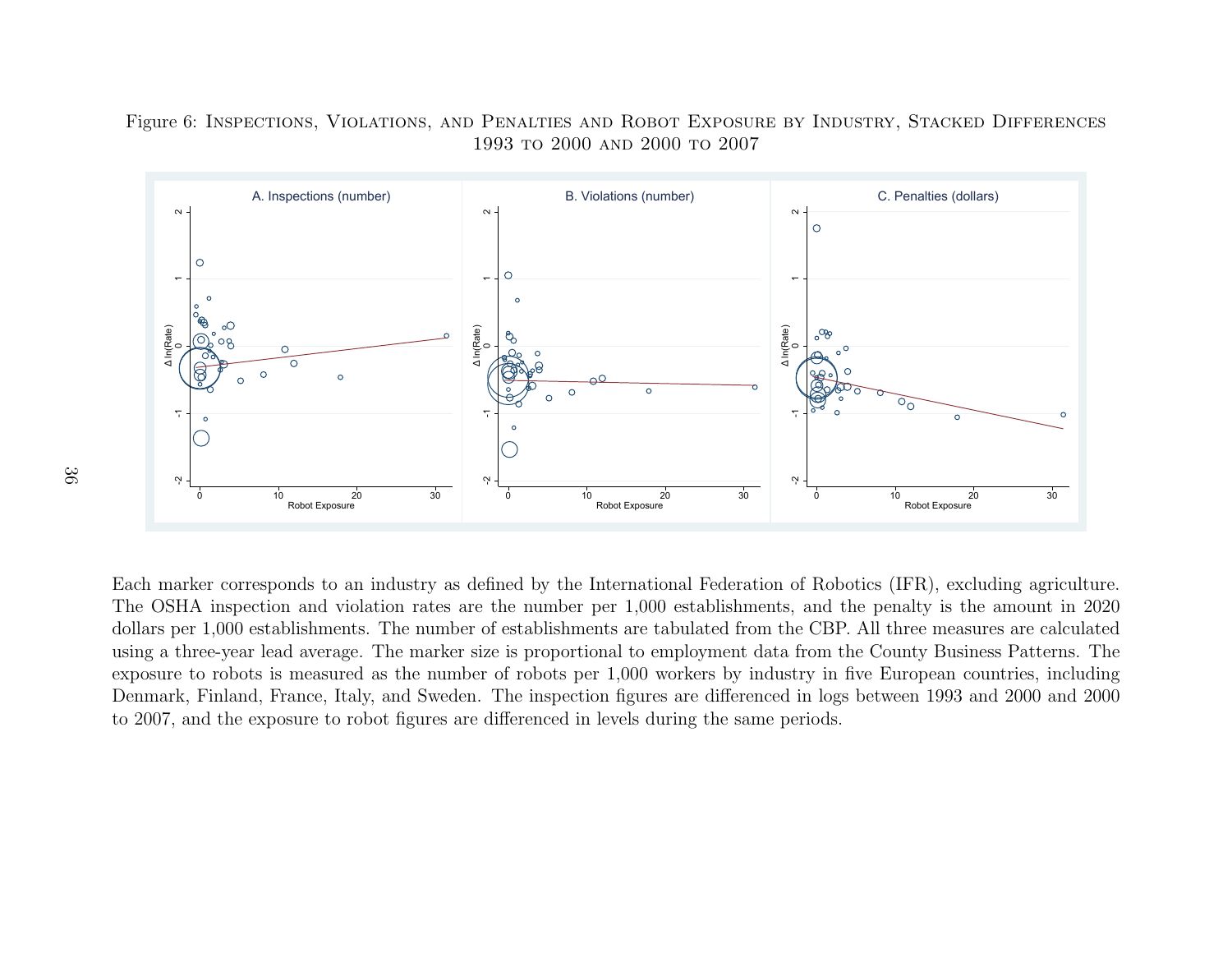Figure 6: Inspections, Violations, and Penalties and Robot Exposure by Industry, Stacked Differences 1993 to 2000 and 2000 to 2007

Each marker corresponds to an industry as defined by the International Federation of Robotics (IFR), excluding agriculture. The OSHA inspection and violation rates are the number per 1,000 establishments, and the penalty is the amount in 2020 dollars per 1,000 establishments. The number of establishments are tabulated from the CBP. All three measures are calculated using a three-year lead average. The marker size is proportional to employment data from the County Business Patterns. The exposure to robots is measured as the number of robots per 1,000 workers by industry in five European countries, including Denmark, Finland, France, Italy, and Sweden. The inspection figures are differenced in logs between 1993 and 2000 and 2000 to 2007, and the exposure to robot figures are differenced in levels during the same periods.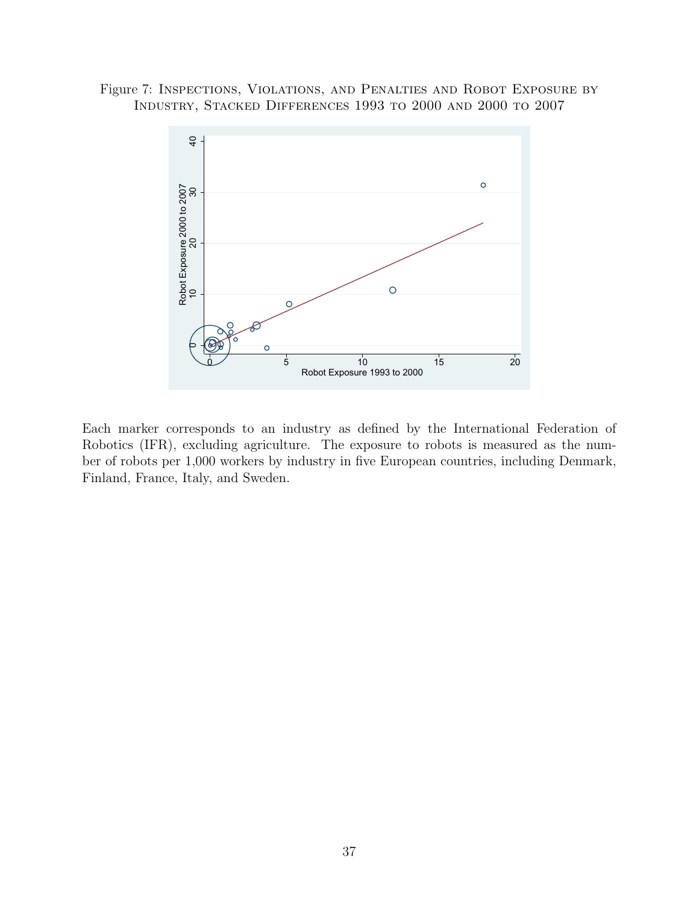Figure 7: Inspections, Violations, and Penalties and Robot Exposure by Industry, Stacked Differences 1993 to 2000 and 2000 to 2007

Robot Exposure 2000 to 2007

0
10
20
30
40

Robot Exposure 1993 to 2000

0
5
10
15
20

Each marker corresponds to an industry as defined by the International Federation of Robotics (IFR), excluding agriculture. The exposure to robots is measured as the number of robots per 1,000 workers by industry in five European countries, including Denmark, Finland, France, Italy, and Sweden.